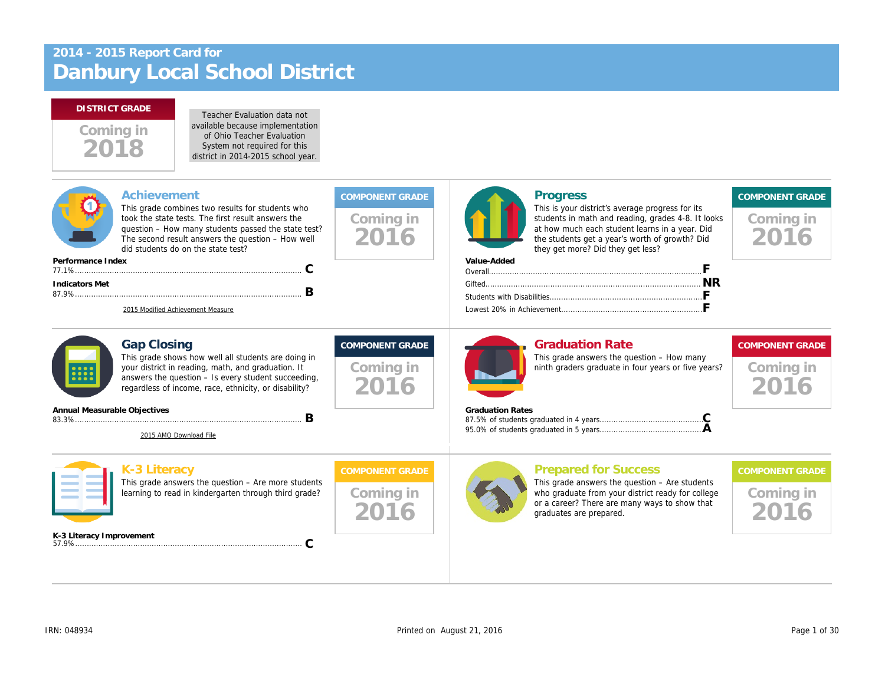# 2014 - 2015 Report Card for
# Danbury Local School District

**DISTRICT GRADE**

Coming in 2018

Teacher Evaluation data not available because implementation of Ohio Teacher Evaluation System not required for this district in 2014-2015 school year.

## Achievement

This grade combines two results for students who took the state tests. The first result answers the question – How many students passed the state test? The second result answers the question – How well did students do on the state test?

**COMPONENT GRADE**

Coming in 2016

**Performance Index**

77.1% ............ **C**

**Indicators Met**

87.9% ............ **B**

2015 Modified Achievement Measure

## Progress

This is your district's average progress for its students in math and reading, grades 4-8. It looks at how much each student learns in a year. Did the students get a year's worth of growth? Did they get more? Did they get less?

**COMPONENT GRADE**

Coming in 2016

**Value-Added**

| | |
|---|---|
| Overall | **F** |
| Gifted | **NR** |
| Students with Disabilities | **F** |
| Lowest 20% in Achievement | **F** |

## Gap Closing

This grade shows how well all students are doing in your district in reading, math, and graduation. It answers the question – Is every student succeeding, regardless of income, race, ethnicity, or disability?

**COMPONENT GRADE**

Coming in 2016

**Annual Measurable Objectives**

83.3% ............ **B**

2015 AMO Download File

## Graduation Rate

This grade answers the question – How many ninth graders graduate in four years or five years?

**COMPONENT GRADE**

Coming in 2016

**Graduation Rates**

| | |
|---|---|
| 87.5% of students graduated in 4 years | **C** |
| 95.0% of students graduated in 5 years | **A** |

## K-3 Literacy

This grade answers the question – Are more students learning to read in kindergarten through third grade?

**COMPONENT GRADE**

Coming in 2016

**K-3 Literacy Improvement**

57.9% ............ **C**

## Prepared for Success

This grade answers the question – Are students who graduate from your district ready for college or a career? There are many ways to show that graduates are prepared.

**COMPONENT GRADE**

Coming in 2016

IRN: 048934

Printed on August 21, 2016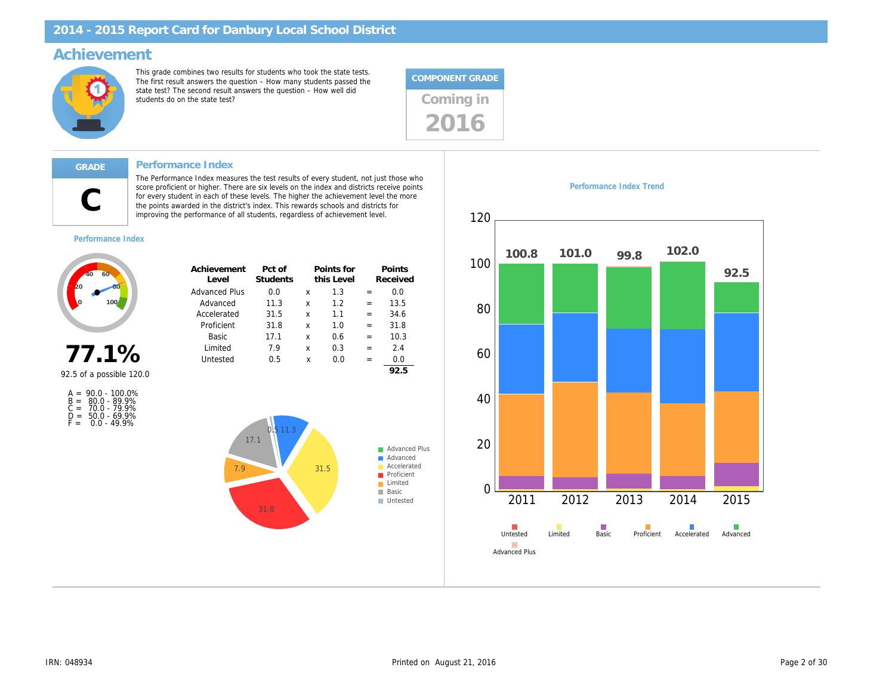# 2014 - 2015 Report Card for Danbury Local School District

## Achievement

This grade combines two results for students who took the state tests. The first result answers the question – How many students passed the state test? The second result answers the question – How well did students do on the state test?

**COMPONENT GRADE**

Coming in 2016

**GRADE**

**C**

### Performance Index

The Performance Index measures the test results of every student, not just those who score proficient or higher. There are six levels on the index and districts receive points for every student in each of these levels. The higher the achievement level the more the points awarded in the district's index. This rewards schools and districts for improving the performance of all students, regardless of achievement level.

**Performance Index**

**77.1%**

92.5 of a possible 120.0

A = 90.0 - 100.0%
B = 80.0 - 89.9%
C = 70.0 - 79.9%
D = 50.0 - 69.9%
F = 0.0 - 49.9%

| Achievement Level | Pct of Students | | Points for this Level | | Points Received |
|---|---|---|---|---|---|
| Advanced Plus | 0.0 | x | 1.3 | = | 0.0 |
| Advanced | 11.3 | x | 1.2 | = | 13.5 |
| Accelerated | 31.5 | x | 1.1 | = | 34.6 |
| Proficient | 31.8 | x | 1.0 | = | 31.8 |
| Basic | 17.1 | x | 0.6 | = | 10.3 |
| Limited | 7.9 | x | 0.3 | = | 2.4 |
| Untested | 0.5 | x | 0.0 | = | 0.0 |
| | | | | | **92.5** |

**Performance Index Trend**

| Year | Performance Index |
|---|---|
| 2011 | 100.8 |
| 2012 | 101.0 |
| 2013 | 99.8 |
| 2014 | 102.0 |
| 2015 | 92.5 |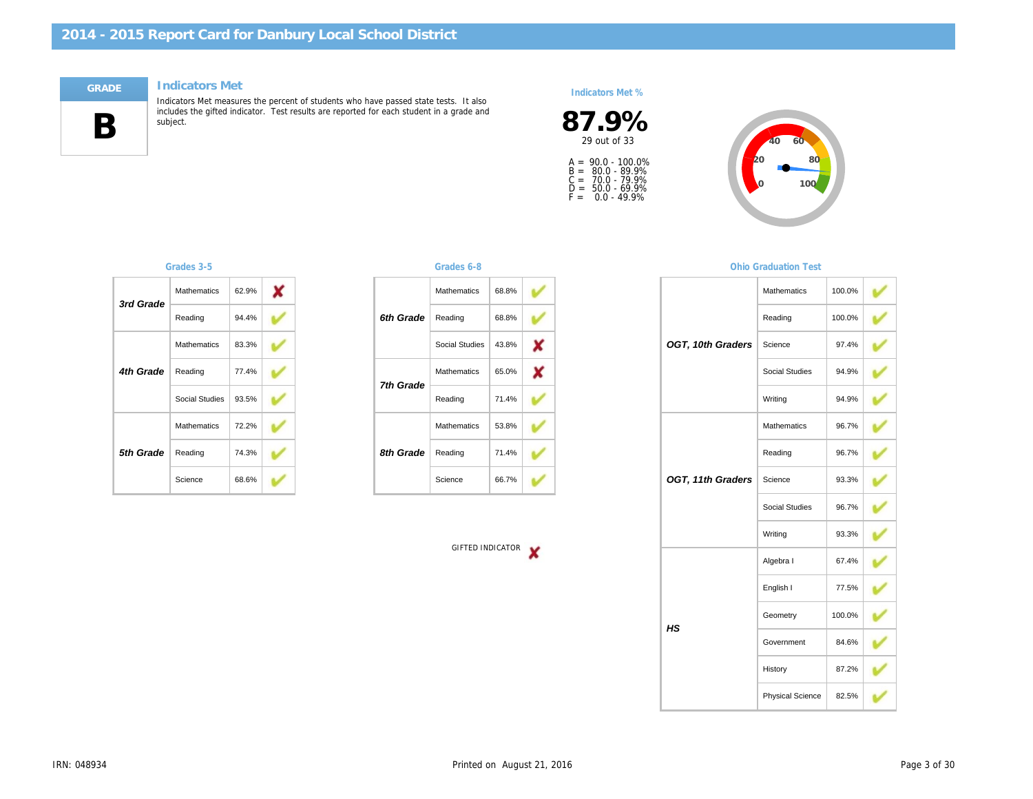# 2014 - 2015 Report Card for Danbury Local School District

**GRADE**

**B**

## Indicators Met

Indicators Met measures the percent of students who have passed state tests. It also includes the gifted indicator. Test results are reported for each student in a grade and subject.

**Indicators Met %**

**87.9%**

29 out of 33

A = 90.0 - 100.0%
B = 80.0 - 89.9%
C = 70.0 - 79.9%
D = 50.0 - 69.9%
F = 0.0 - 49.9%

### Grades 3-5

| Grade | Subject | Percent | Met |
|---|---|---|---|
| 3rd Grade | Mathematics | 62.9% | ✘ |
| | Reading | 94.4% | ✔ |
| 4th Grade | Mathematics | 83.3% | ✔ |
| | Reading | 77.4% | ✔ |
| | Social Studies | 93.5% | ✔ |
| 5th Grade | Mathematics | 72.2% | ✔ |
| | Reading | 74.3% | ✔ |
| | Science | 68.6% | ✔ |

### Grades 6-8

| Grade | Subject | Percent | Met |
|---|---|---|---|
| 6th Grade | Mathematics | 68.8% | ✔ |
| | Reading | 68.8% | ✔ |
| | Social Studies | 43.8% | ✘ |
| 7th Grade | Mathematics | 65.0% | ✘ |
| | Reading | 71.4% | ✔ |
| 8th Grade | Mathematics | 53.8% | ✔ |
| | Reading | 71.4% | ✔ |
| | Science | 66.7% | ✔ |

GIFTED INDICATOR ✘

### Ohio Graduation Test

| Grade | Subject | Percent | Met |
|---|---|---|---|
| OGT, 10th Graders | Mathematics | 100.0% | ✔ |
| | Reading | 100.0% | ✔ |
| | Science | 97.4% | ✔ |
| | Social Studies | 94.9% | ✔ |
| | Writing | 94.9% | ✔ |
| OGT, 11th Graders | Mathematics | 96.7% | ✔ |
| | Reading | 96.7% | ✔ |
| | Science | 93.3% | ✔ |
| | Social Studies | 96.7% | ✔ |
| | Writing | 93.3% | ✔ |
| HS | Algebra I | 67.4% | ✔ |
| | English I | 77.5% | ✔ |
| | Geometry | 100.0% | ✔ |
| | Government | 84.6% | ✔ |
| | History | 87.2% | ✔ |
| | Physical Science | 82.5% | ✔ |

IRN: 048934

Printed on August 21, 2016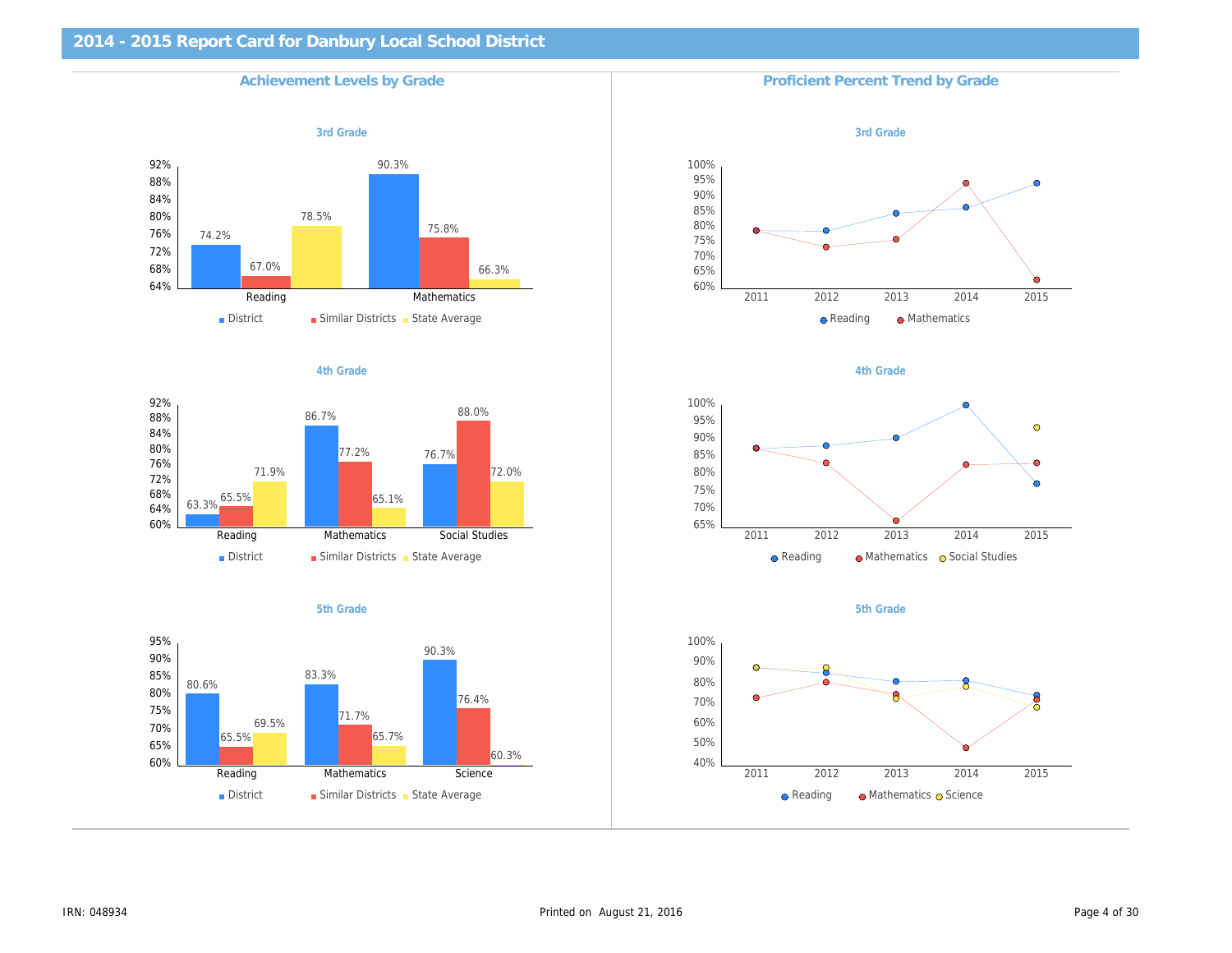# 2014 - 2015 Report Card for Danbury Local School District

## Achievement Levels by Grade

### 3rd Grade

| | District | Similar Districts | State Average |
|---|---|---|---|
| Reading | 74.2% | 67.0% | 78.5% |
| Mathematics | 90.3% | 75.8% | 66.3% |

### 4th Grade

| | District | Similar Districts | State Average |
|---|---|---|---|
| Reading | 63.3% | 65.5% | 71.9% |
| Mathematics | 86.7% | 77.2% | 65.1% |
| Social Studies | 76.7% | 88.0% | 72.0% |

### 5th Grade

| | District | Similar Districts | State Average |
|---|---|---|---|
| Reading | 80.6% | 65.5% | 69.5% |
| Mathematics | 83.3% | 71.7% | 65.7% |
| Science | 90.3% | 76.4% | 60.3% |

## Proficient Percent Trend by Grade

### 3rd Grade

Reading, Mathematics (2011–2015)

### 4th Grade

Reading, Mathematics, Social Studies (2011–2015)

### 5th Grade

Reading, Mathematics, Science (2011–2015)

IRN: 048934

Printed on August 21, 2016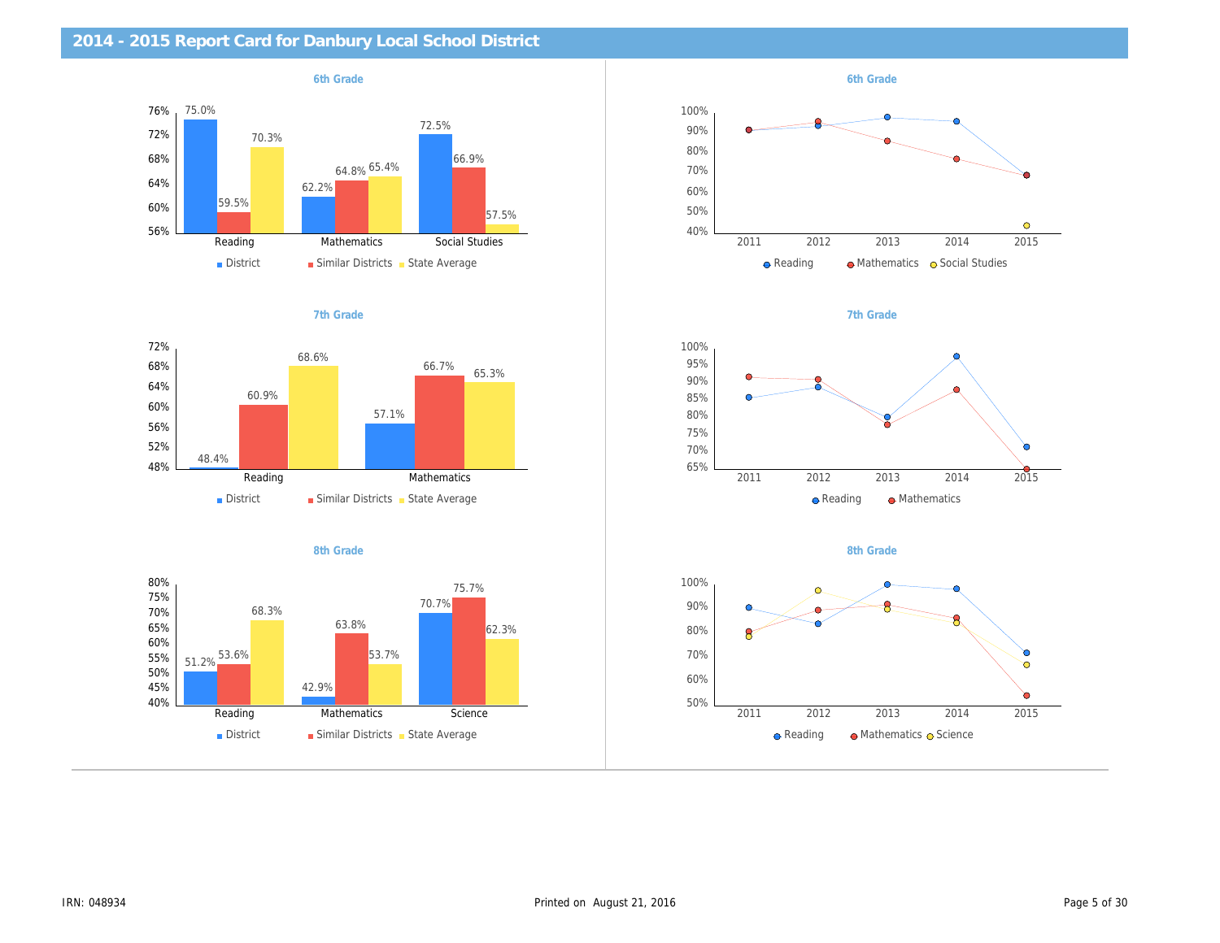## 2014 - 2015 Report Card for Danbury Local School District

### 6th Grade

| | District | Similar Districts | State Average |
|---|---|---|---|
| Reading | 75.0% | 59.5% | 70.3% |
| Mathematics | 62.2% | 64.8% | 65.4% |
| Social Studies | 72.5% | 66.9% | 57.5% |

### 6th Grade

Reading, Mathematics, Social Studies (2011–2015)

### 7th Grade

| | District | Similar Districts | State Average |
|---|---|---|---|
| Reading | 48.4% | 60.9% | 68.6% |
| Mathematics | 57.1% | 66.7% | 65.3% |

### 7th Grade

Reading, Mathematics (2011–2015)

### 8th Grade

| | District | Similar Districts | State Average |
|---|---|---|---|
| Reading | 51.2% | 53.6% | 68.3% |
| Mathematics | 42.9% | 63.8% | 53.7% |
| Science | 70.7% | 75.7% | 62.3% |

### 8th Grade

Reading, Mathematics, Science (2011–2015)

IRN: 048934

Printed on August 21, 2016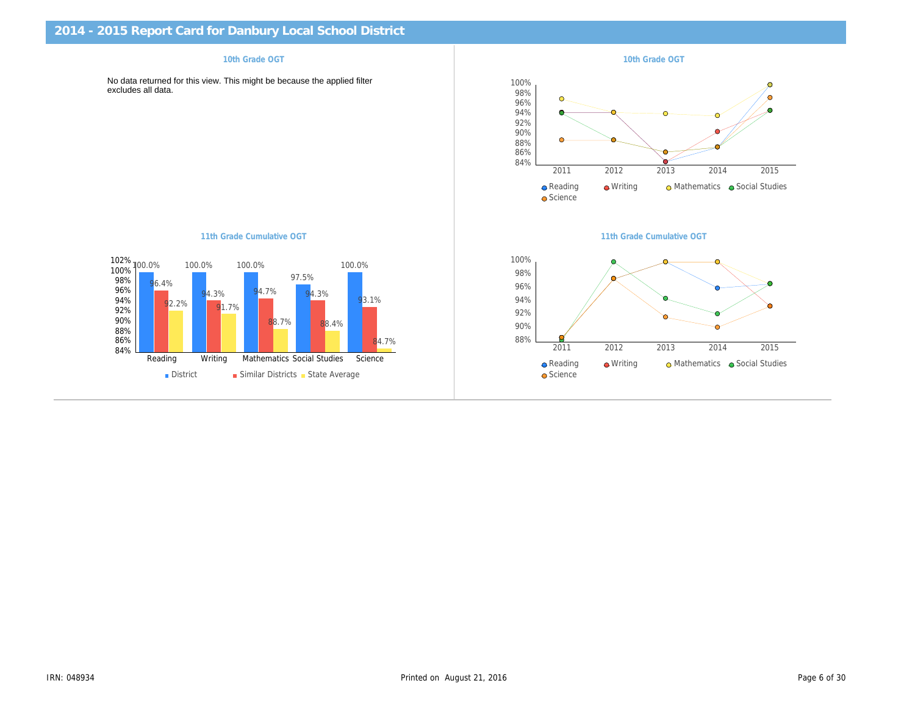## 2014 - 2015 Report Card for Danbury Local School District

### 10th Grade OGT

No data returned for this view. This might be because the applied filter excludes all data.

### 10th Grade OGT

| | 2011 | 2012 | 2013 | 2014 | 2015 |
|---|---|---|---|---|---|
| Reading | | | | | |
| Writing | | | | | |
| Mathematics | | | | | |
| Social Studies | | | | | |
| Science | | | | | |

### 11th Grade Cumulative OGT

| | District | Similar Districts | State Average |
|---|---|---|---|
| Reading | 100.0% | 96.4% | 92.2% |
| Writing | 100.0% | 94.3% | 91.7% |
| Mathematics | 100.0% | 94.7% | 88.7% |
| Social Studies | 97.5% | 94.3% | 88.4% |
| Science | 100.0% | 93.1% | 84.7% |

### 11th Grade Cumulative OGT

| | 2011 | 2012 | 2013 | 2014 | 2015 |
|---|---|---|---|---|---|
| Reading | | | | | |
| Writing | | | | | |
| Mathematics | | | | | |
| Social Studies | | | | | |
| Science | | | | | |

IRN: 048934

Printed on August 21, 2016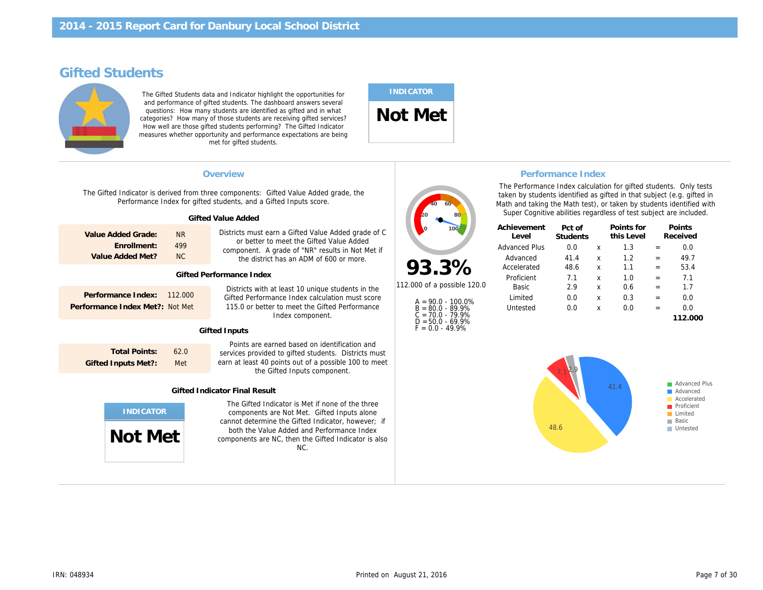# 2014 - 2015 Report Card for Danbury Local School District

## Gifted Students

The Gifted Students data and Indicator highlight the opportunities for and performance of gifted students. The dashboard answers several questions: How many students are identified as gifted and in what categories? How many of those students are receiving gifted services? How well are those gifted students performing? The Gifted Indicator measures whether opportunity and performance expectations are being met for gifted students.

**INDICATOR**

**Not Met**

### Overview

The Gifted Indicator is derived from three components: Gifted Value Added grade, the Performance Index for gifted students, and a Gifted Inputs score.

#### Gifted Value Added

| | |
|---|---|
| **Value Added Grade:** | NR |
| **Enrollment:** | 499 |
| **Value Added Met?** | NC |

Districts must earn a Gifted Value Added grade of C or better to meet the Gifted Value Added component. A grade of "NR" results in Not Met if the district has an ADM of 600 or more.

#### Gifted Performance Index

| | |
|---|---|
| **Performance Index:** | 112.000 |
| **Performance Index Met?:** | Not Met |

Districts with at least 10 unique students in the Gifted Performance Index calculation must score 115.0 or better to meet the Gifted Performance Index component.

#### Gifted Inputs

| | |
|---|---|
| **Total Points:** | 62.0 |
| **Gifted Inputs Met?:** | Met |

Points are earned based on identification and services provided to gifted students. Districts must earn at least 40 points out of a possible 100 to meet the Gifted Inputs component.

#### Gifted Indicator Final Result

**INDICATOR**

**Not Met**

The Gifted Indicator is Met if none of the three components are Not Met. Gifted Inputs alone cannot determine the Gifted Indicator, however; if both the Value Added and Performance Index components are NC, then the Gifted Indicator is also NC.

### Performance Index

**93.3%**

112.000 of a possible 120.0

A = 90.0 - 100.0%
B = 80.0 - 89.9%
C = 70.0 - 79.9%
D = 50.0 - 69.9%
F = 0.0 - 49.9%

The Performance Index calculation for gifted students. Only tests taken by students identified as gifted in that subject (e.g. gifted in Math and taking the Math test), or taken by students identified with Super Cognitive abilities regardless of test subject are included.

| Achievement Level | Pct of Students | | Points for this Level | | Points Received |
|---|---|---|---|---|---|
| Advanced Plus | 0.0 | x | 1.3 | = | 0.0 |
| Advanced | 41.4 | x | 1.2 | = | 49.7 |
| Accelerated | 48.6 | x | 1.1 | = | 53.4 |
| Proficient | 7.1 | x | 1.0 | = | 7.1 |
| Basic | 2.9 | x | 0.6 | = | 1.7 |
| Limited | 0.0 | x | 0.3 | = | 0.0 |
| Untested | 0.0 | x | 0.0 | = | 0.0 |
| | | | | | **112.000** |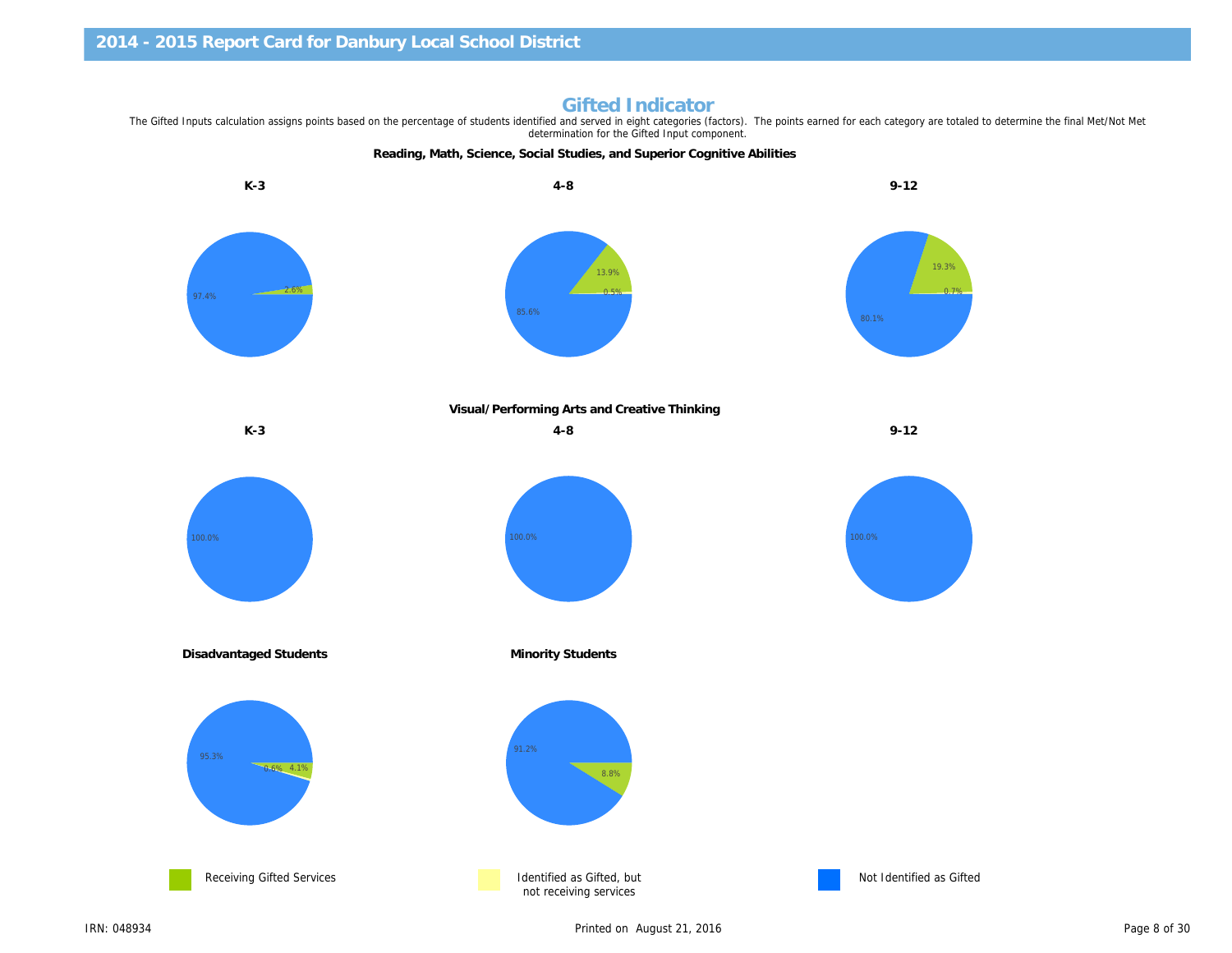# Gifted Indicator

The Gifted Inputs calculation assigns points based on the percentage of students identified and served in eight categories (factors). The points earned for each category are totaled to determine the final Met/Not Met determination for the Gifted Input component.

### Reading, Math, Science, Social Studies, and Superior Cognitive Abilities

**K-3**

97.4%
2.6%

**4-8**

13.9%
0.5%
85.6%

**9-12**

19.3%
0.7%
80.1%

### Visual/Performing Arts and Creative Thinking

**K-3**

100.0%

**4-8**

100.0%

**9-12**

100.0%

**Disadvantaged Students**

95.3%
0.6%
4.1%

**Minority Students**

91.2%
8.8%

Receiving Gifted Services | Identified as Gifted, but not receiving services | Not Identified as Gifted

IRN: 048934

Printed on August 21, 2016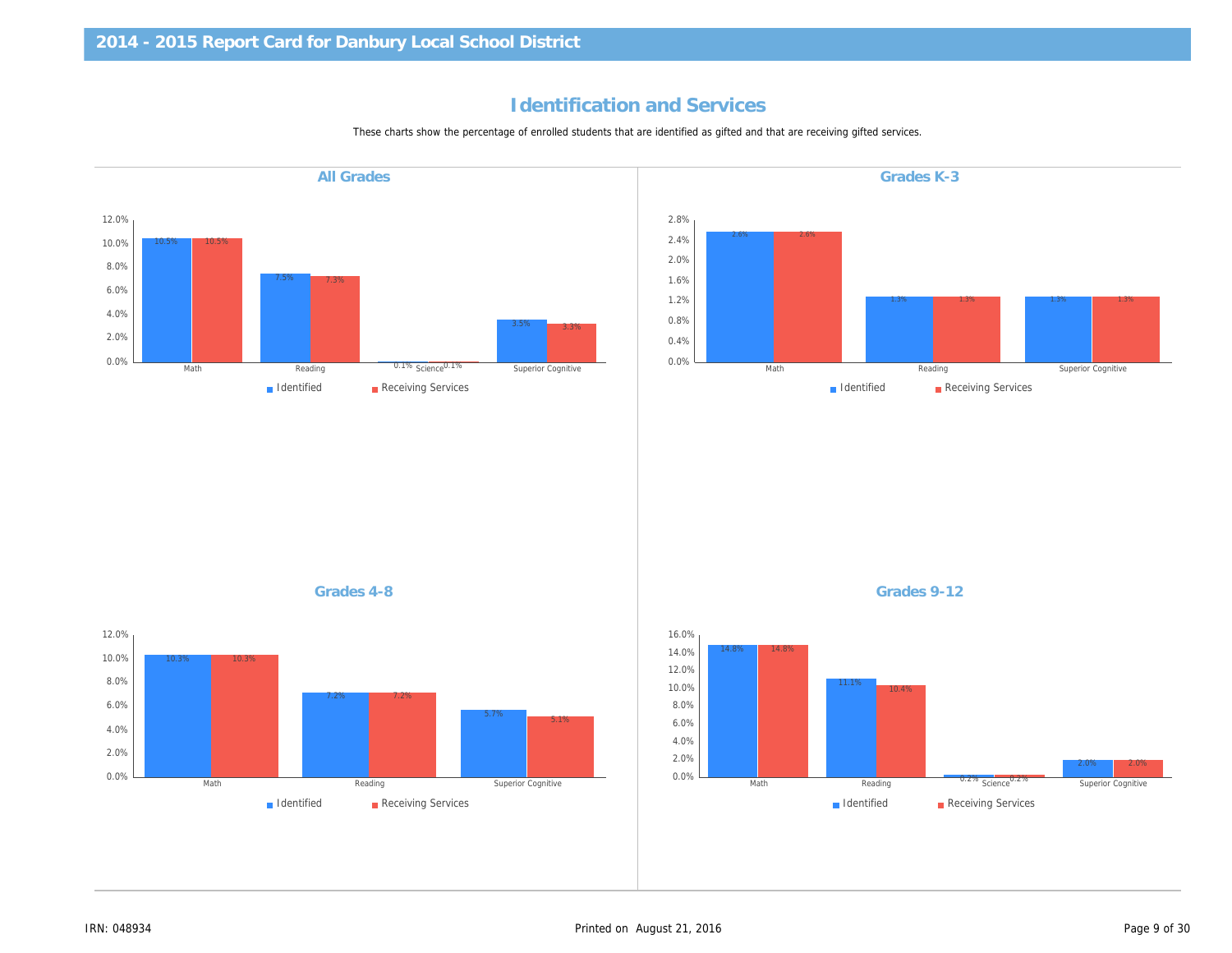# Identification and Services

These charts show the percentage of enrolled students that are identified as gifted and that are receiving gifted services.

## All Grades

| | Identified | Receiving Services |
|---|---|---|
| Math | 10.5% | 10.5% |
| Reading | 7.5% | 7.3% |
| Science | 0.1% | 0.1% |
| Superior Cognitive | 3.5% | 3.3% |

## Grades K-3

| | Identified | Receiving Services |
|---|---|---|
| Math | 2.6% | 2.6% |
| Reading | 1.3% | 1.3% |
| Superior Cognitive | 1.3% | 1.3% |

## Grades 4-8

| | Identified | Receiving Services |
|---|---|---|
| Math | 10.3% | 10.3% |
| Reading | 7.2% | 7.2% |
| Superior Cognitive | 5.7% | 5.1% |

## Grades 9-12

| | Identified | Receiving Services |
|---|---|---|
| Math | 14.8% | 14.8% |
| Reading | 11.1% | 10.4% |
| Science | 0.2% | 0.2% |
| Superior Cognitive | 2.0% | 2.0% |

IRN: 048934

Printed on August 21, 2016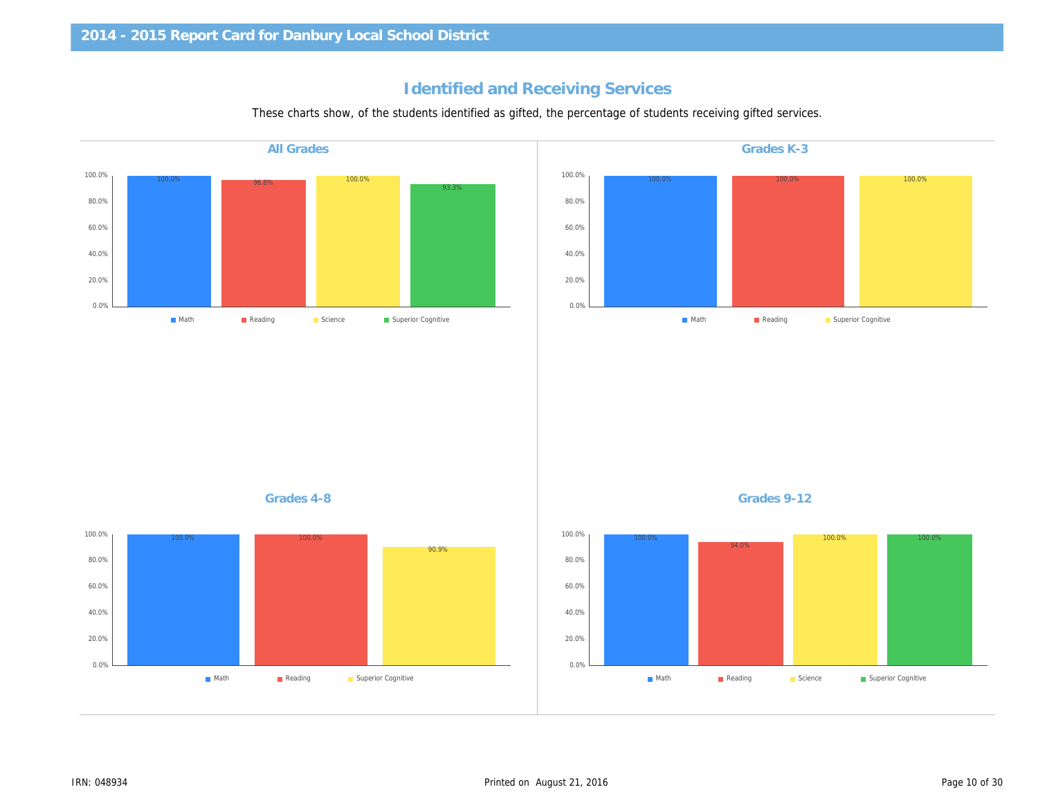## Identified and Receiving Services

These charts show, of the students identified as gifted, the percentage of students receiving gifted services.

### All Grades

| Math | Reading | Science | Superior Cognitive |
|---|---|---|---|
| 100.0% | 96.8% | 100.0% | 93.3% |

### Grades K-3

| Math | Reading | Superior Cognitive |
|---|---|---|
| 100.0% | 100.0% | 100.0% |

### Grades 4-8

| Math | Reading | Superior Cognitive |
|---|---|---|
| 100.0% | 100.0% | 90.9% |

### Grades 9-12

| Math | Reading | Science | Superior Cognitive |
|---|---|---|---|
| 100.0% | 94.0% | 100.0% | 100.0% |

IRN: 048934

Printed on August 21, 2016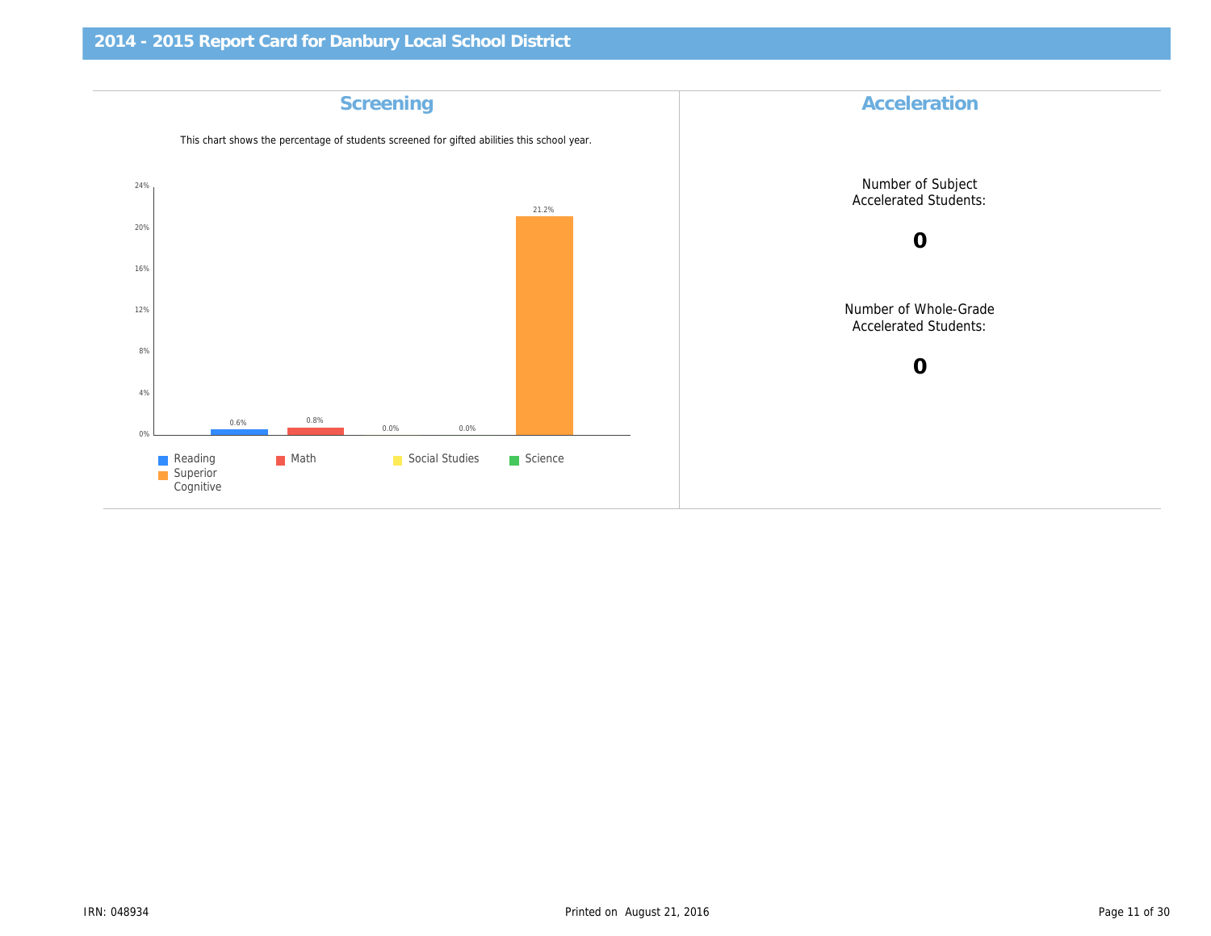# 2014 - 2015 Report Card for Danbury Local School District

## Screening

This chart shows the percentage of students screened for gifted abilities this school year.

| Category | Percentage |
|---|---|
| Reading | 0.6% |
| Math | 0.8% |
| Social Studies | 0.0% |
| Science | 0.0% |
| Superior Cognitive | 21.2% |

## Acceleration

Number of Subject Accelerated Students:

**0**

Number of Whole-Grade Accelerated Students:

**0**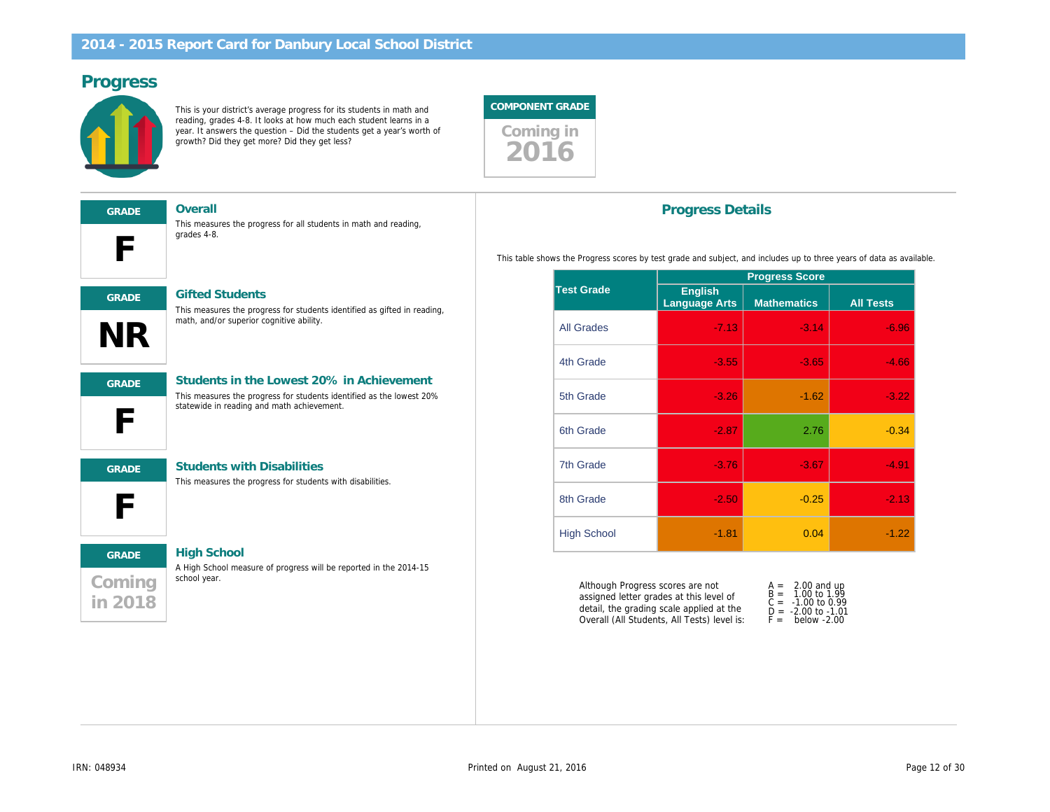# 2014 - 2015 Report Card for Danbury Local School District

## Progress

This is your district's average progress for its students in math and reading, grades 4-8. It looks at how much each student learns in a year. It answers the question – Did the students get a year's worth of growth? Did they get more? Did they get less?

**COMPONENT GRADE**

Coming in 2016

---

**GRADE**

**F**

### Overall

This measures the progress for all students in math and reading, grades 4-8.

**GRADE**

**NR**

### Gifted Students

This measures the progress for students identified as gifted in reading, math, and/or superior cognitive ability.

**GRADE**

**F**

### Students in the Lowest 20% in Achievement

This measures the progress for students identified as the lowest 20% statewide in reading and math achievement.

**GRADE**

**F**

### Students with Disabilities

This measures the progress for students with disabilities.

**GRADE**

Coming in 2018

### High School

A High School measure of progress will be reported in the 2014-15 school year.

## Progress Details

This table shows the Progress scores by test grade and subject, and includes up to three years of data as available.

| Test Grade | Progress Score | | |
|---|---|---|---|
| | English Language Arts | Mathematics | All Tests |
| All Grades | -7.13 | -3.14 | -6.96 |
| 4th Grade | -3.55 | -3.65 | -4.66 |
| 5th Grade | -3.26 | -1.62 | -3.22 |
| 6th Grade | -2.87 | 2.76 | -0.34 |
| 7th Grade | -3.76 | -3.67 | -4.91 |
| 8th Grade | -2.50 | -0.25 | -2.13 |
| High School | -1.81 | 0.04 | -1.22 |

Although Progress scores are not assigned letter grades at this level of detail, the grading scale applied at the Overall (All Students, All Tests) level is:

A = 2.00 and up
B = 1.00 to 1.99
C = -1.00 to 0.99
D = -2.00 to -1.01
F = below -2.00

IRN: 048934

Printed on August 21, 2016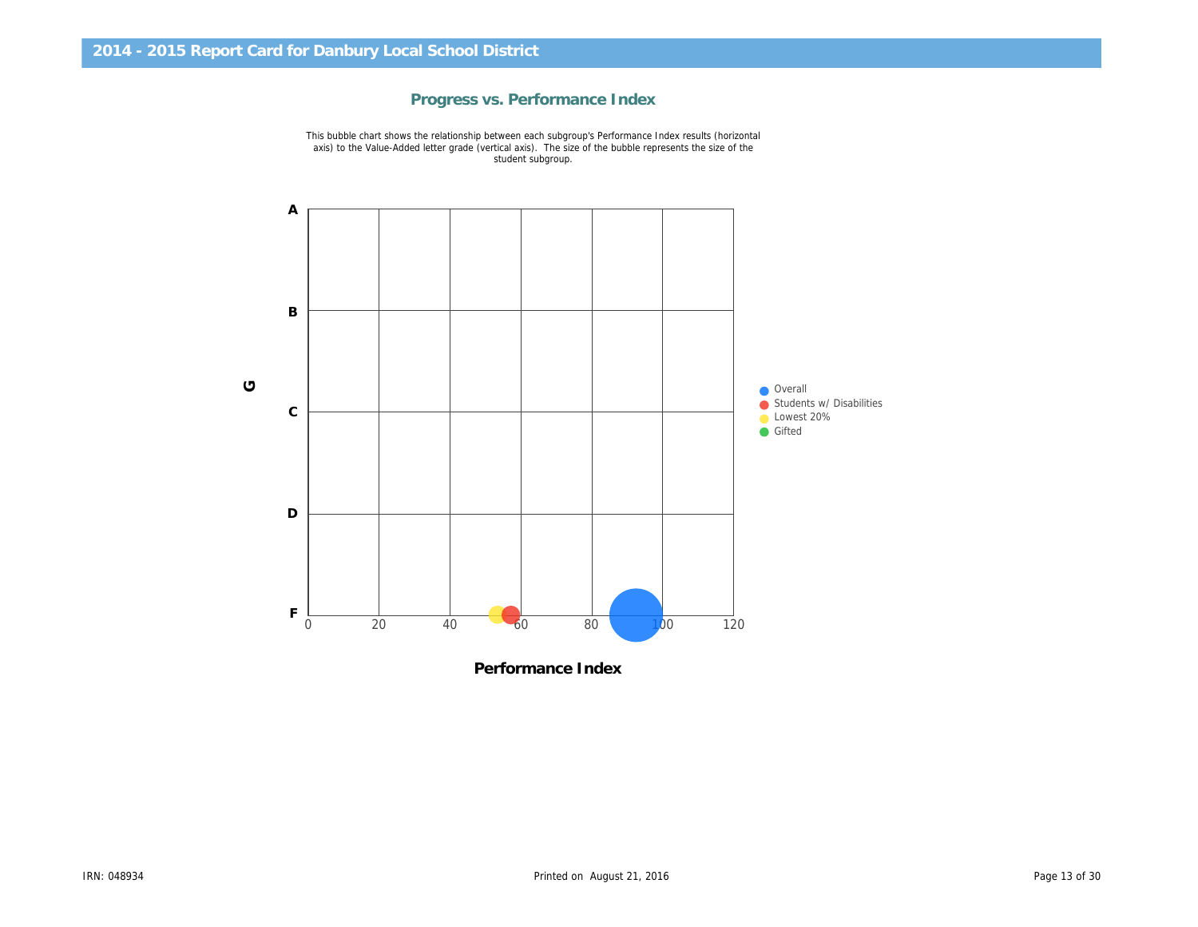## 2014 - 2015 Report Card for Danbury Local School District

### Progress vs. Performance Index

This bubble chart shows the relationship between each subgroup's Performance Index results (horizontal axis) to the Value-Added letter grade (vertical axis). The size of the bubble represents the size of the student subgroup.

G

A

B

C

D

F

0 20 40 60 80 100 120

**Performance Index**

- Overall
- Students w/ Disabilities
- Lowest 20%
- Gifted

IRN: 048934

Printed on August 21, 2016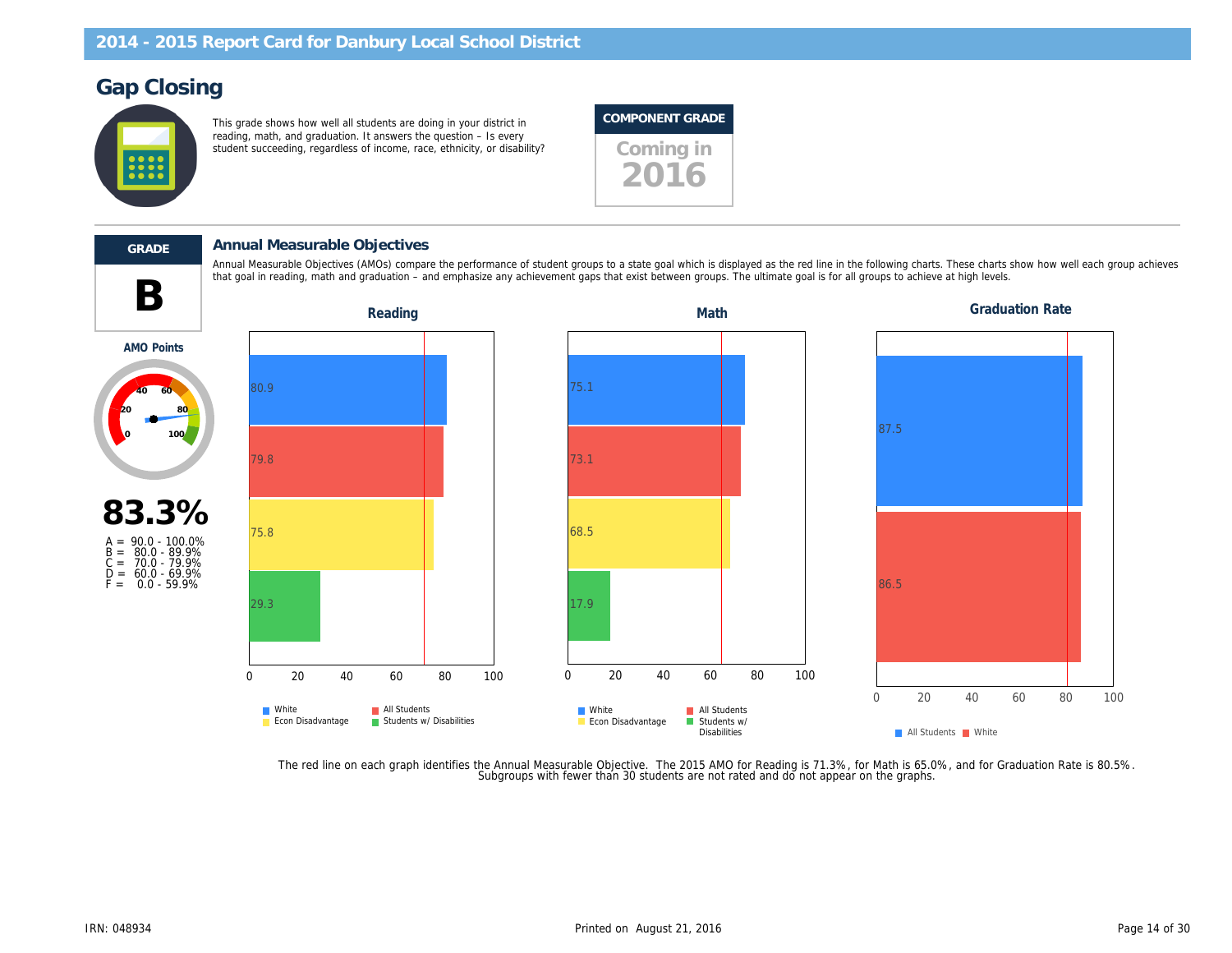## Gap Closing

This grade shows how well all students are doing in your district in reading, math, and graduation. It answers the question – Is every student succeeding, regardless of income, race, ethnicity, or disability?

**COMPONENT GRADE**

Coming in 2016

**GRADE**

**B**

**AMO Points**

**83.3%**

A = 90.0 - 100.0%
B = 80.0 - 89.9%
C = 70.0 - 79.9%
D = 60.0 - 69.9%
F = 0.0 - 59.9%

### Annual Measurable Objectives

Annual Measurable Objectives (AMOs) compare the performance of student groups to a state goal which is displayed as the red line in the following charts. These charts show how well each group achieves that goal in reading, math and graduation – and emphasize any achievement gaps that exist between groups. The ultimate goal is for all groups to achieve at high levels.

**Reading**

| Group | Value |
|---|---|
| White | 80.9 |
| All Students | 79.8 |
| Econ Disadvantage | 75.8 |
| Students w/ Disabilities | 29.3 |

**Math**

| Group | Value |
|---|---|
| White | 75.1 |
| All Students | 73.1 |
| Econ Disadvantage | 68.5 |
| Students w/ Disabilities | 17.9 |

**Graduation Rate**

| Group | Value |
|---|---|
| All Students | 87.5 |
| White | 86.5 |

The red line on each graph identifies the Annual Measurable Objective. The 2015 AMO for Reading is 71.3%, for Math is 65.0%, and for Graduation Rate is 80.5%. Subgroups with fewer than 30 students are not rated and do not appear on the graphs.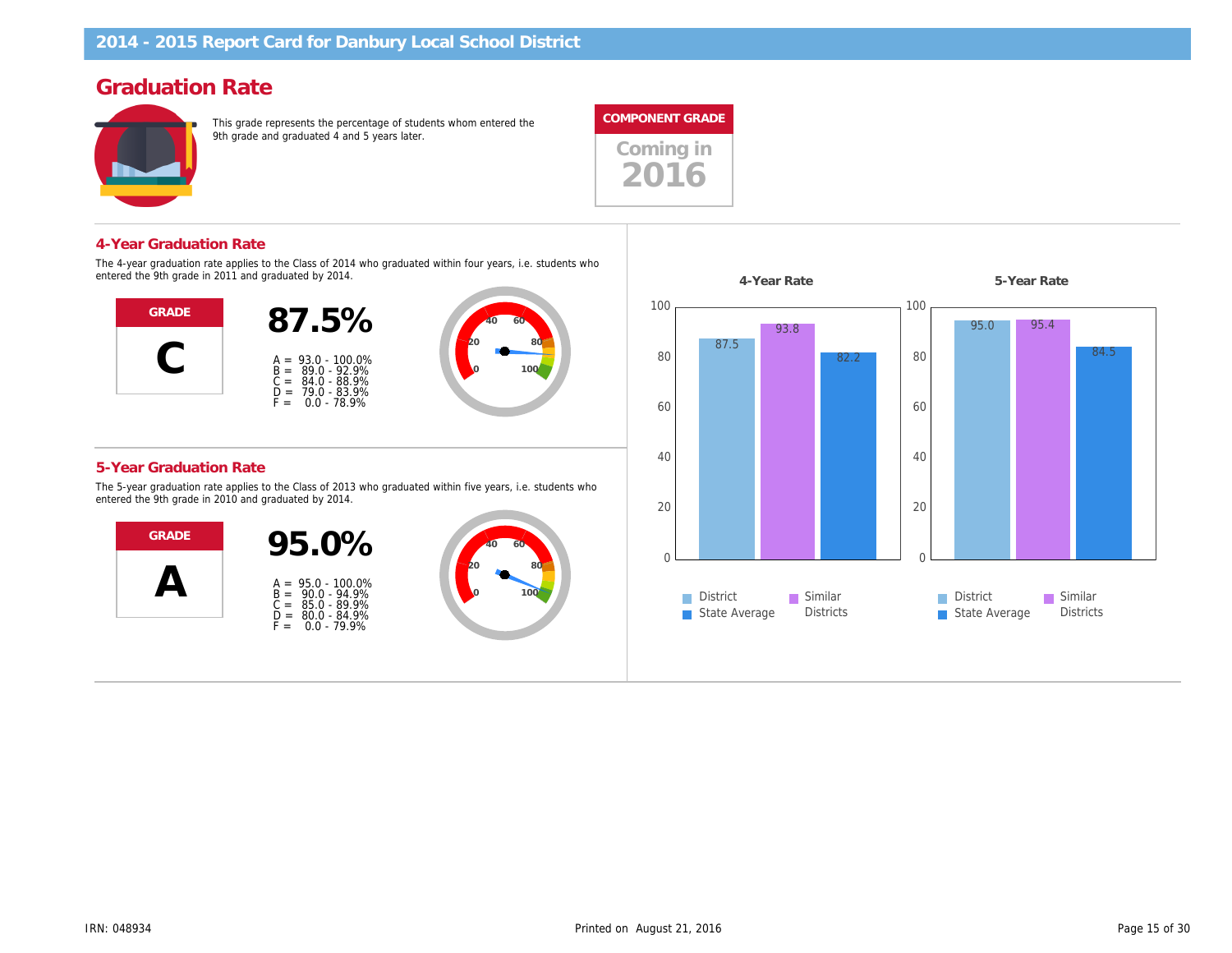## 2014 - 2015 Report Card for Danbury Local School District

# Graduation Rate

This grade represents the percentage of students whom entered the 9th grade and graduated 4 and 5 years later.

**COMPONENT GRADE**

Coming in 2016

## 4-Year Graduation Rate

The 4-year graduation rate applies to the Class of 2014 who graduated within four years, i.e. students who entered the 9th grade in 2011 and graduated by 2014.

**GRADE**

**C**

**87.5%**

A = 93.0 - 100.0%
B = 89.0 - 92.9%
C = 84.0 - 88.9%
D = 79.0 - 83.9%
F = 0.0 - 78.9%

## 5-Year Graduation Rate

The 5-year graduation rate applies to the Class of 2013 who graduated within five years, i.e. students who entered the 9th grade in 2010 and graduated by 2014.

**GRADE**

**A**

**95.0%**

A = 95.0 - 100.0%
B = 90.0 - 94.9%
C = 85.0 - 89.9%
D = 80.0 - 84.9%
F = 0.0 - 79.9%

| | District | Similar Districts | State Average |
|---|---|---|---|
| 4-Year Rate | 87.5 | 93.8 | 82.2 |
| 5-Year Rate | 95.0 | 95.4 | 84.5 |

IRN: 048934

Printed on August 21, 2016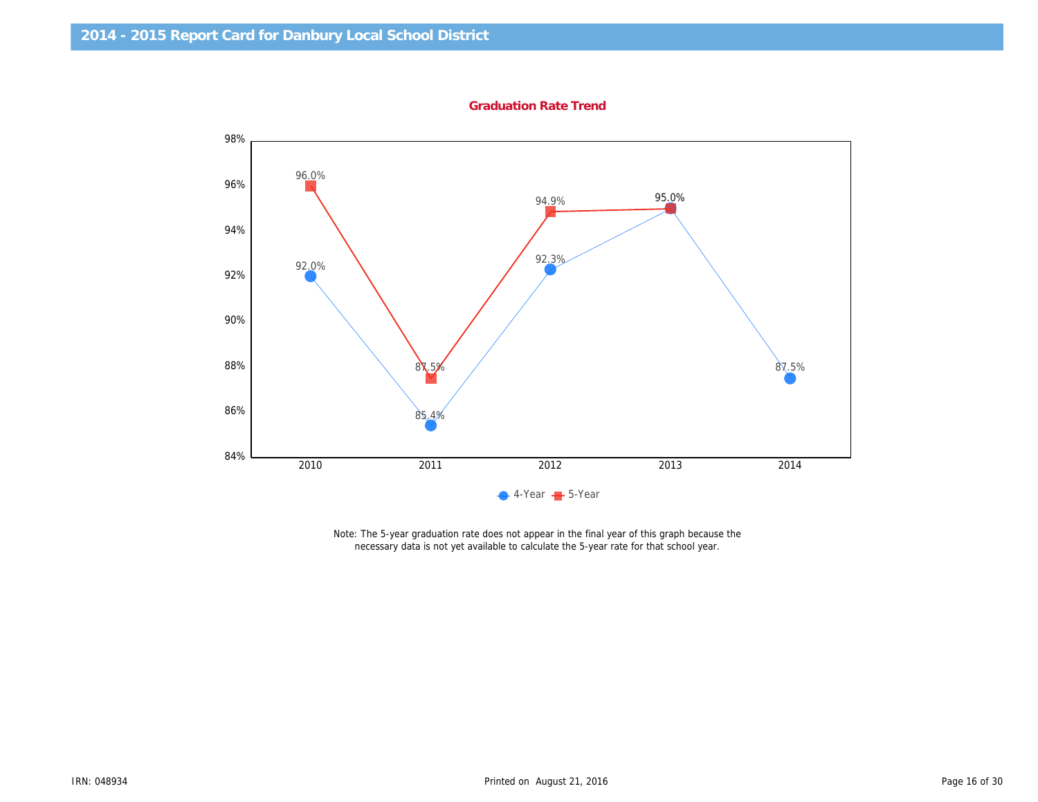## 2014 - 2015 Report Card for Danbury Local School District

### Graduation Rate Trend

| Year | 4-Year | 5-Year |
|---|---|---|
| 2010 | 92.0% | 96.0% |
| 2011 | 85.4% | 87.5% |
| 2012 | 92.3% | 94.9% |
| 2013 | 95.0% | 95.0% |
| 2014 | 87.5% | |

Note: The 5-year graduation rate does not appear in the final year of this graph because the necessary data is not yet available to calculate the 5-year rate for that school year.

IRN: 048934

Printed on August 21, 2016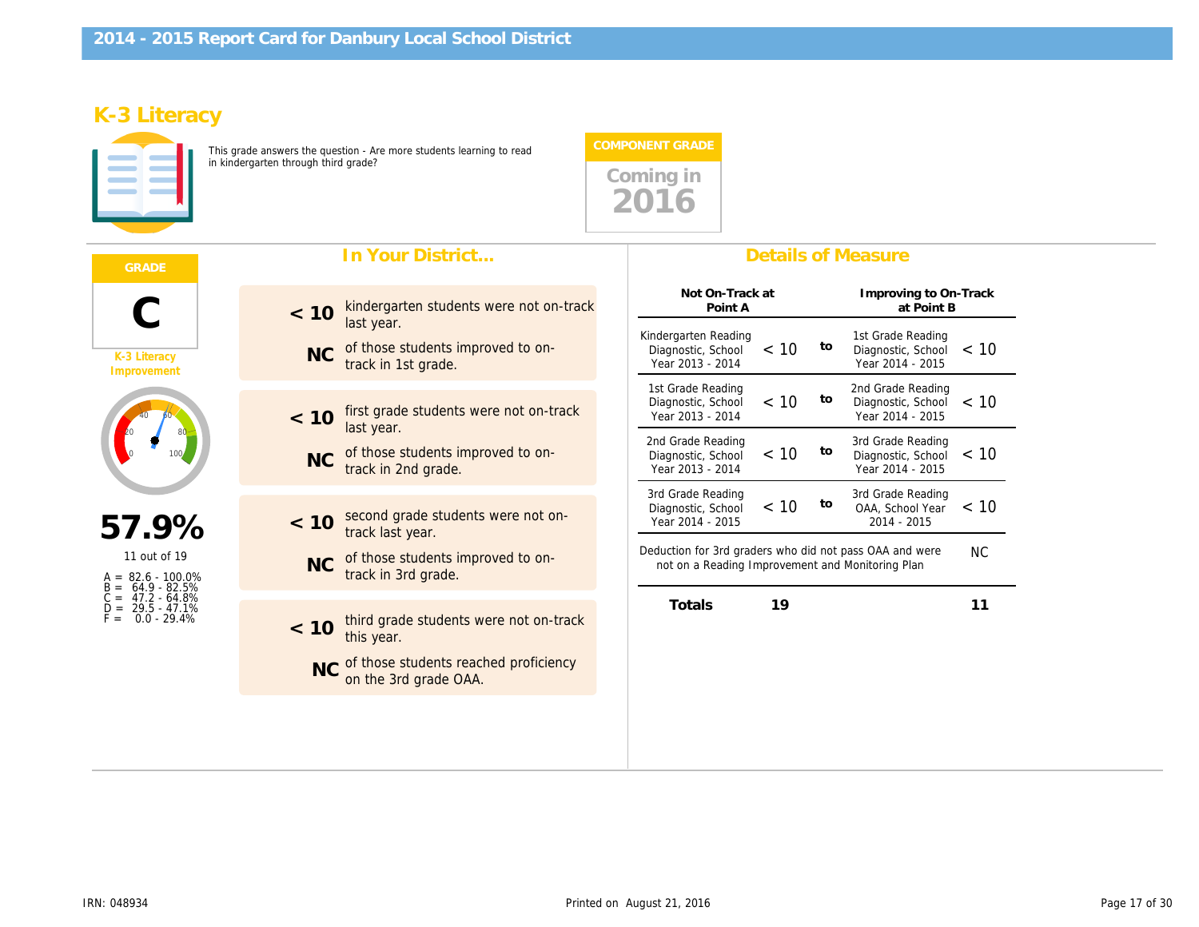## 2014 - 2015 Report Card for Danbury Local School District

# K-3 Literacy

This grade answers the question - Are more students learning to read in kindergarten through third grade?

**COMPONENT GRADE**

Coming in 2016

**GRADE**

**C**

K-3 Literacy Improvement

**57.9%**

11 out of 19

A = 82.6 - 100.0%
B = 64.9 - 82.5%
C = 47.2 - 64.8%
D = 29.5 - 47.1%
F = 0.0 - 29.4%

## In Your District...

**< 10** kindergarten students were not on-track last year.

**NC** of those students improved to on-track in 1st grade.

**< 10** first grade students were not on-track last year.

**NC** of those students improved to on-track in 2nd grade.

**< 10** second grade students were not on-track last year.

**NC** of those students improved to on-track in 3rd grade.

**< 10** third grade students were not on-track this year.

**NC** of those students reached proficiency on the 3rd grade OAA.

## Details of Measure

| Not On-Track at Point A | | | Improving to On-Track at Point B | |
|---|---|---|---|---|
| Kindergarten Reading Diagnostic, School Year 2013 - 2014 | < 10 | to | 1st Grade Reading Diagnostic, School Year 2014 - 2015 | < 10 |
| 1st Grade Reading Diagnostic, School Year 2013 - 2014 | < 10 | to | 2nd Grade Reading Diagnostic, School Year 2014 - 2015 | < 10 |
| 2nd Grade Reading Diagnostic, School Year 2013 - 2014 | < 10 | to | 3rd Grade Reading Diagnostic, School Year 2014 - 2015 | < 10 |
| 3rd Grade Reading Diagnostic, School Year 2014 - 2015 | < 10 | to | 3rd Grade Reading OAA, School Year 2014 - 2015 | < 10 |
| Deduction for 3rd graders who did not pass OAA and were not on a Reading Improvement and Monitoring Plan | | | | NC |
| **Totals** | **19** | | | **11** |

IRN: 048934

Printed on August 21, 2016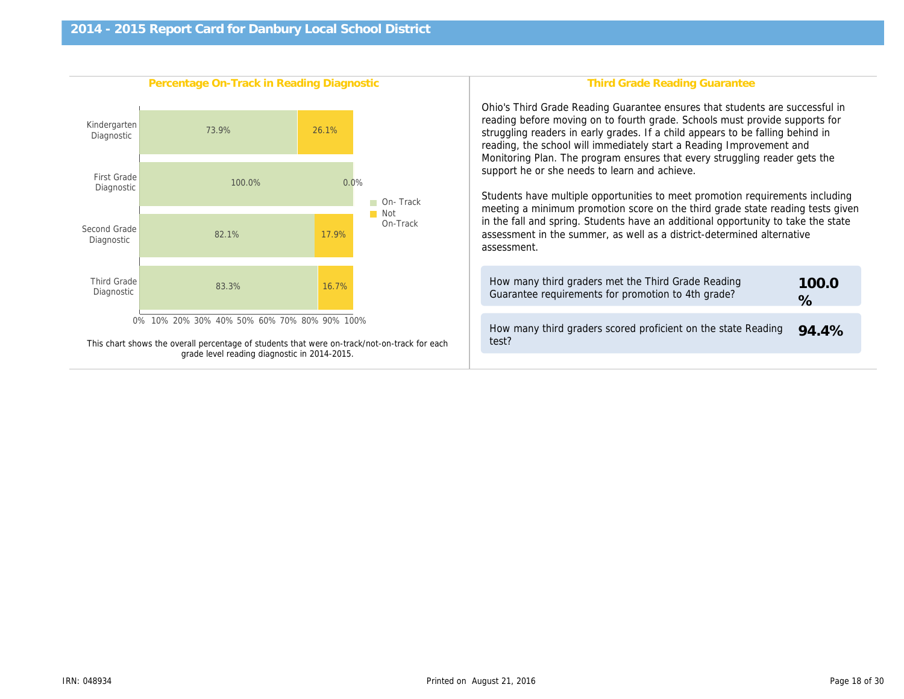# 2014 - 2015 Report Card for Danbury Local School District

## Percentage On-Track in Reading Diagnostic

| Diagnostic | On- Track | Not On-Track |
|---|---|---|
| Kindergarten Diagnostic | 73.9% | 26.1% |
| First Grade Diagnostic | 100.0% | 0.0% |
| Second Grade Diagnostic | 82.1% | 17.9% |
| Third Grade Diagnostic | 83.3% | 16.7% |

This chart shows the overall percentage of students that were on-track/not-on-track for each grade level reading diagnostic in 2014-2015.

## Third Grade Reading Guarantee

Ohio's Third Grade Reading Guarantee ensures that students are successful in reading before moving on to fourth grade. Schools must provide supports for struggling readers in early grades. If a child appears to be falling behind in reading, the school will immediately start a Reading Improvement and Monitoring Plan. The program ensures that every struggling reader gets the support he or she needs to learn and achieve.

Students have multiple opportunities to meet promotion requirements including meeting a minimum promotion score on the third grade state reading tests given in the fall and spring. Students have an additional opportunity to take the state assessment in the summer, as well as a district-determined alternative assessment.

| Question | Value |
|---|---|
| How many third graders met the Third Grade Reading Guarantee requirements for promotion to 4th grade? | **100.0 %** |
| How many third graders scored proficient on the state Reading test? | **94.4%** |

IRN: 048934

Printed on August 21, 2016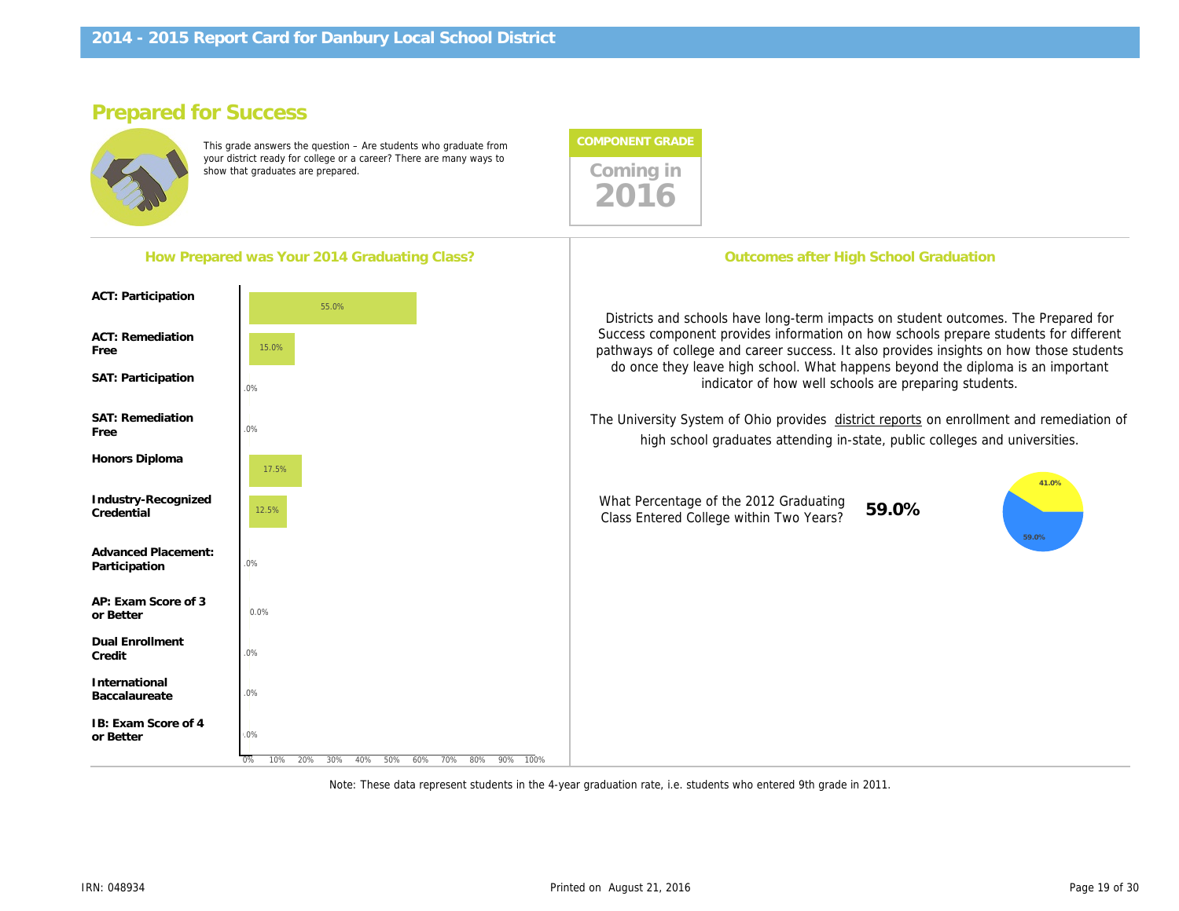# 2014 - 2015 Report Card for Danbury Local School District

## Prepared for Success

This grade answers the question – Are students who graduate from your district ready for college or a career? There are many ways to show that graduates are prepared.

**COMPONENT GRADE**

Coming in **2016**

### How Prepared was Your 2014 Graduating Class?

| Measure | Percentage |
|---|---|
| ACT: Participation | 55.0% |
| ACT: Remediation Free | 15.0% |
| SAT: Participation | .0% |
| SAT: Remediation Free | .0% |
| Honors Diploma | 17.5% |
| Industry-Recognized Credential | 12.5% |
| Advanced Placement: Participation | .0% |
| AP: Exam Score of 3 or Better | 0.0% |
| Dual Enrollment Credit | .0% |
| International Baccalaureate | .0% |
| IB: Exam Score of 4 or Better | .0% |

### Outcomes after High School Graduation

Districts and schools have long-term impacts on student outcomes. The Prepared for Success component provides information on how schools prepare students for different pathways of college and career success. It also provides insights on how those students do once they leave high school. What happens beyond the diploma is an important indicator of how well schools are preparing students.

The University System of Ohio provides district reports on enrollment and remediation of high school graduates attending in-state, public colleges and universities.

What Percentage of the 2012 Graduating Class Entered College within Two Years? **59.0%**

(Pie chart: 59.0% / 41.0%)

Note: These data represent students in the 4-year graduation rate, i.e. students who entered 9th grade in 2011.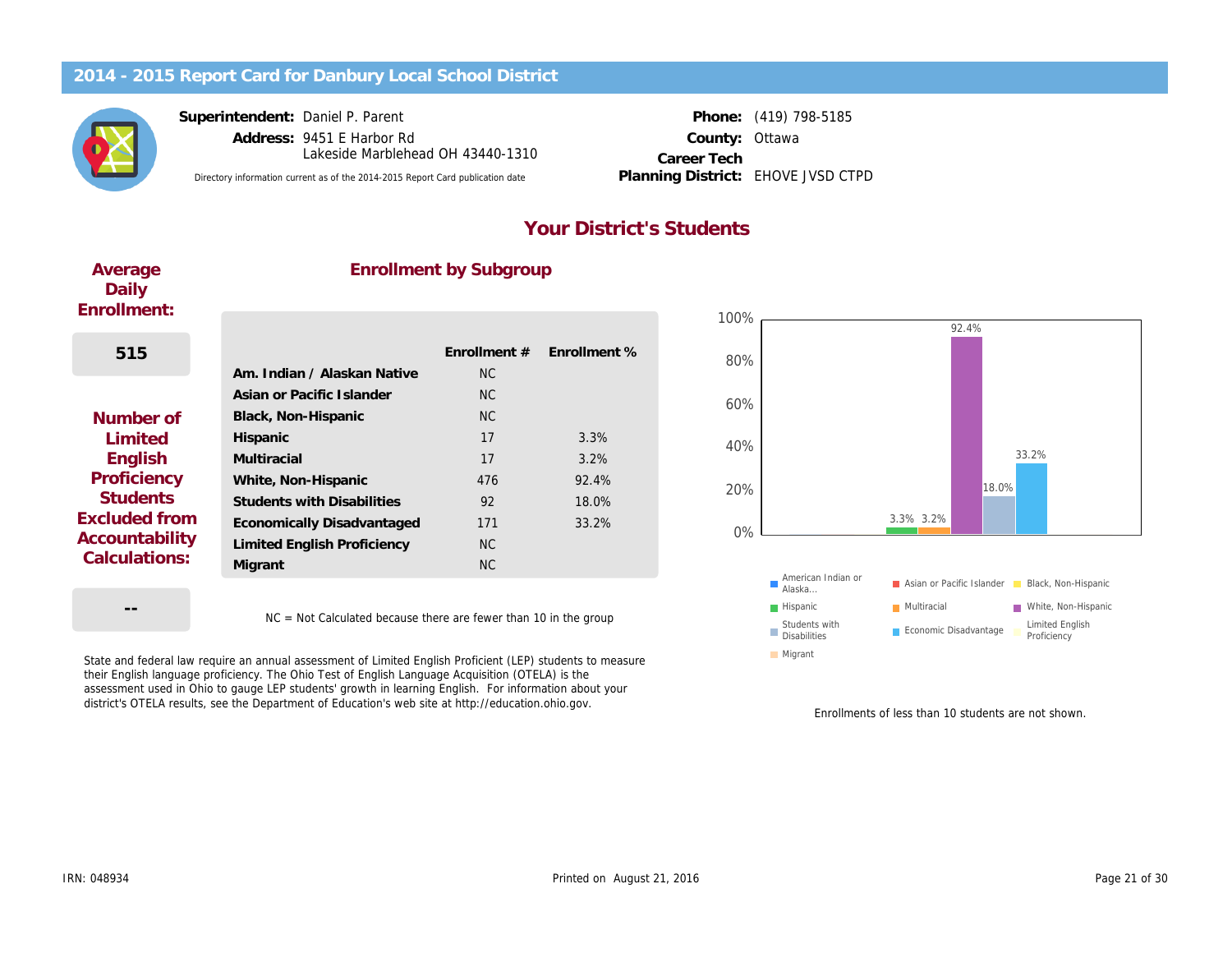# 2014 - 2015 Report Card for Danbury Local School District

**Superintendent:** Daniel P. Parent
**Address:** 9451 E Harbor Rd
Lakeside Marblehead OH 43440-1310

Directory information current as of the 2014-2015 Report Card publication date

**Phone:** (419) 798-5185
**County:** Ottawa
**Career Tech Planning District:** EHOVE JVSD CTPD

## Your District's Students

### Average Daily Enrollment:

515

### Number of Limited English Proficiency Students Excluded from Accountability Calculations:

--

### Enrollment by Subgroup

| | Enrollment # | Enrollment % |
|---|---|---|
| Am. Indian / Alaskan Native | NC | |
| Asian or Pacific Islander | NC | |
| Black, Non-Hispanic | NC | |
| Hispanic | 17 | 3.3% |
| Multiracial | 17 | 3.2% |
| White, Non-Hispanic | 476 | 92.4% |
| Students with Disabilities | 92 | 18.0% |
| Economically Disadvantaged | 171 | 33.2% |
| Limited English Proficiency | NC | |
| Migrant | NC | |

NC = Not Calculated because there are fewer than 10 in the group

Chart legend: American Indian or Alaska..., Asian or Pacific Islander, Black, Non-Hispanic, Hispanic, Multiracial, White, Non-Hispanic, Students with Disabilities, Economic Disadvantage, Limited English Proficiency, Migrant

Enrollments of less than 10 students are not shown.

State and federal law require an annual assessment of Limited English Proficient (LEP) students to measure their English language proficiency. The Ohio Test of English Language Acquisition (OTELA) is the assessment used in Ohio to gauge LEP students' growth in learning English. For information about your district's OTELA results, see the Department of Education's web site at http://education.ohio.gov.

IRN: 048934

Printed on August 21, 2016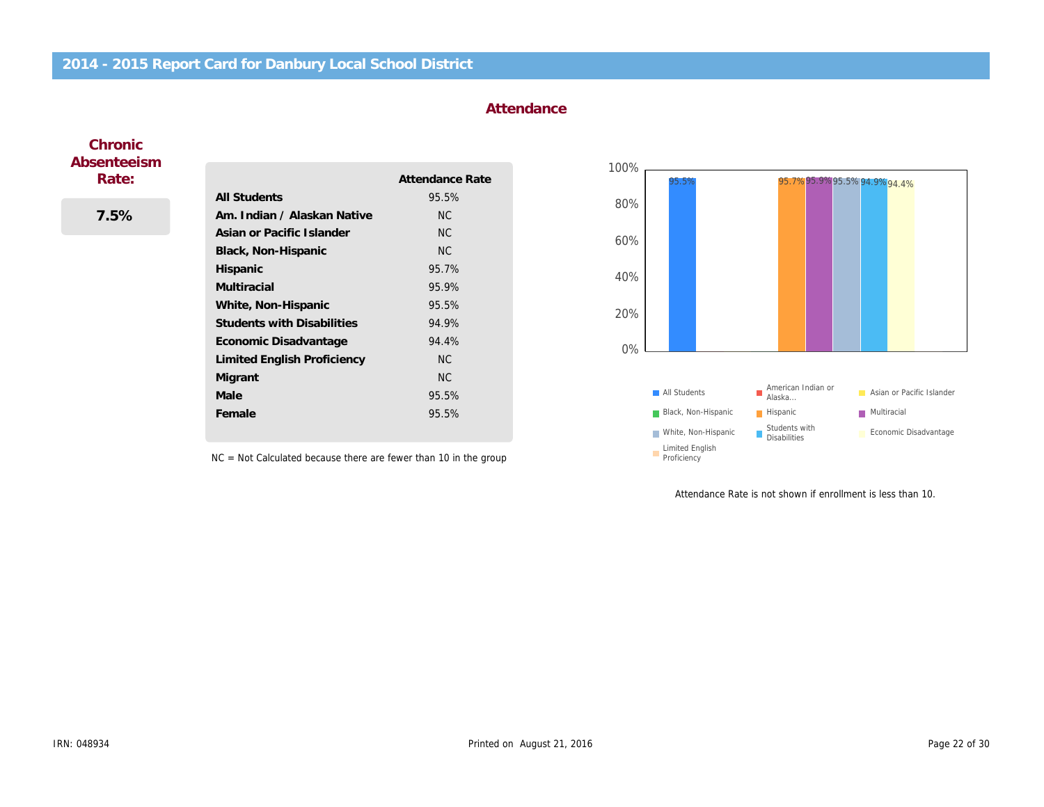# 2014 - 2015 Report Card for Danbury Local School District

## Attendance

**Chronic Absenteeism Rate:**

**7.5%**

| | Attendance Rate |
|---|---|
| **All Students** | 95.5% |
| **Am. Indian / Alaskan Native** | NC |
| **Asian or Pacific Islander** | NC |
| **Black, Non-Hispanic** | NC |
| **Hispanic** | 95.7% |
| **Multiracial** | 95.9% |
| **White, Non-Hispanic** | 95.5% |
| **Students with Disabilities** | 94.9% |
| **Economic Disadvantage** | 94.4% |
| **Limited English Proficiency** | NC |
| **Migrant** | NC |
| **Male** | 95.5% |
| **Female** | 95.5% |

NC = Not Calculated because there are fewer than 10 in the group

| Group | Attendance Rate |
|---|---|
| All Students | 95.5% |
| American Indian or Alaska... | |
| Asian or Pacific Islander | |
| Black, Non-Hispanic | |
| Hispanic | 95.7% |
| Multiracial | 95.9% |
| White, Non-Hispanic | 95.5% |
| Students with Disabilities | 94.9% |
| Economic Disadvantage | 94.4% |
| Limited English Proficiency | |

Attendance Rate is not shown if enrollment is less than 10.

IRN: 048934

Printed on August 21, 2016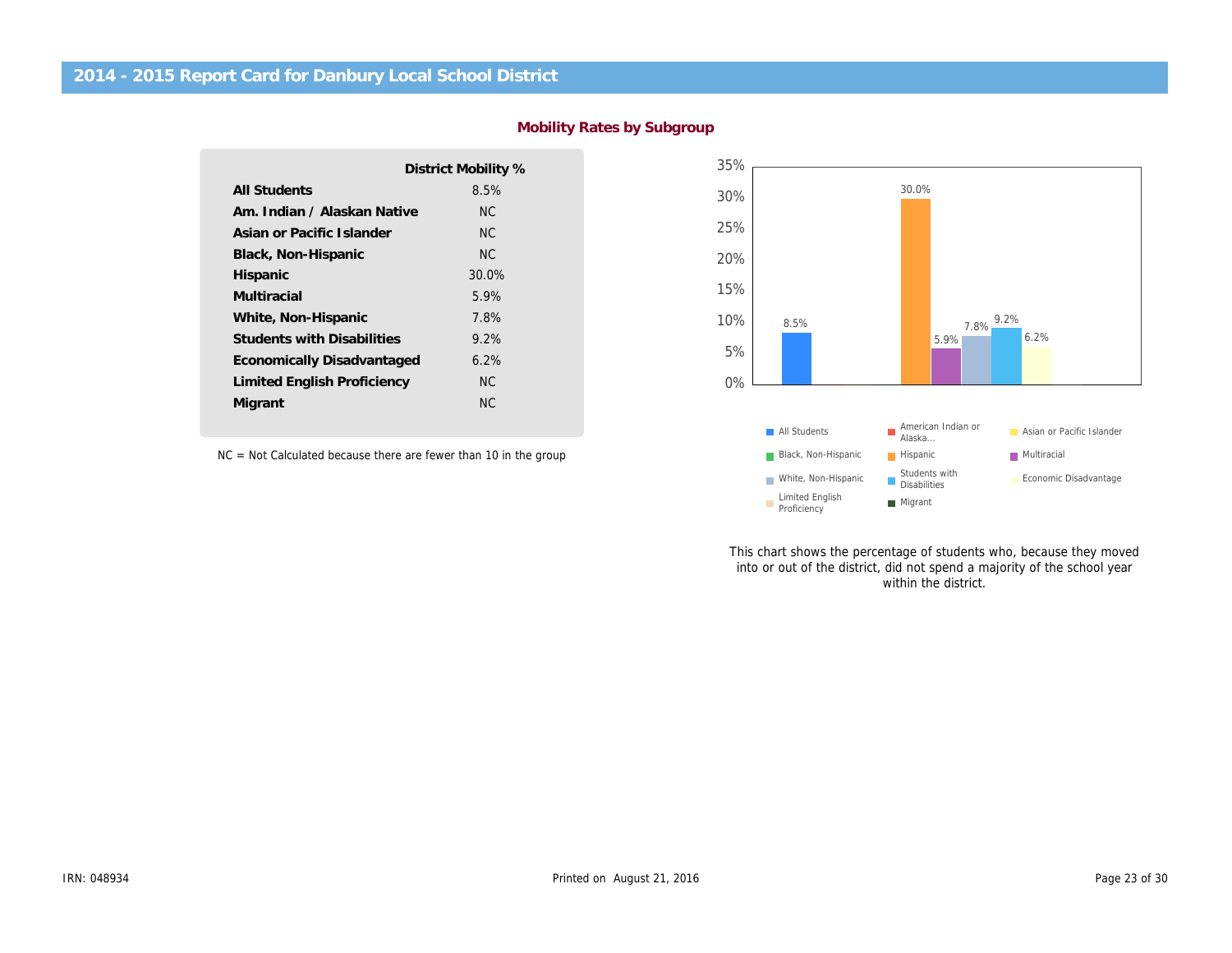## 2014 - 2015 Report Card for Danbury Local School District

### Mobility Rates by Subgroup

| | District Mobility % |
|---|---|
| **All Students** | 8.5% |
| **Am. Indian / Alaskan Native** | NC |
| **Asian or Pacific Islander** | NC |
| **Black, Non-Hispanic** | NC |
| **Hispanic** | 30.0% |
| **Multiracial** | 5.9% |
| **White, Non-Hispanic** | 7.8% |
| **Students with Disabilities** | 9.2% |
| **Economically Disadvantaged** | 6.2% |
| **Limited English Proficiency** | NC |
| **Migrant** | NC |

NC = Not Calculated because there are fewer than 10 in the group

This chart shows the percentage of students who, because they moved into or out of the district, did not spend a majority of the school year within the district.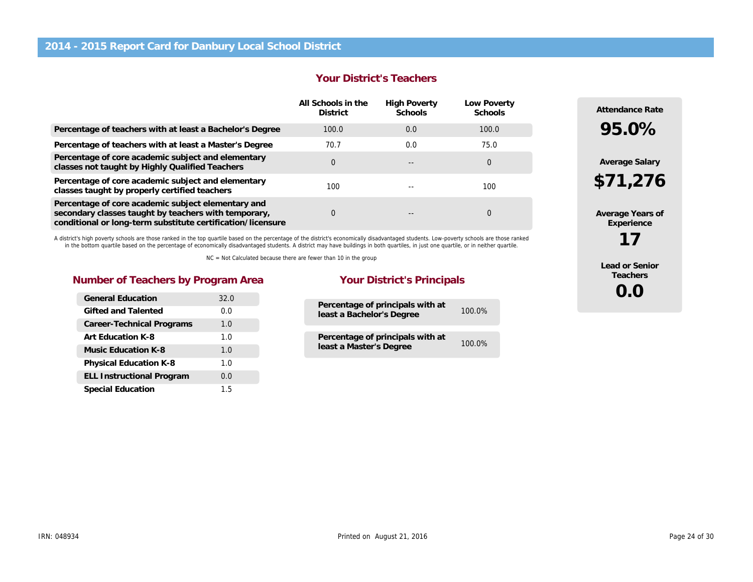# 2014 - 2015 Report Card for Danbury Local School District

## Your District's Teachers

| | All Schools in the District | High Poverty Schools | Low Poverty Schools |
|---|---|---|---|
| **Percentage of teachers with at least a Bachelor's Degree** | 100.0 | 0.0 | 100.0 |
| **Percentage of teachers with at least a Master's Degree** | 70.7 | 0.0 | 75.0 |
| **Percentage of core academic subject and elementary classes not taught by Highly Qualified Teachers** | 0 | -- | 0 |
| **Percentage of core academic subject and elementary classes taught by properly certified teachers** | 100 | -- | 100 |
| **Percentage of core academic subject elementary and secondary classes taught by teachers with temporary, conditional or long-term substitute certification/licensure** | 0 | -- | 0 |

A district's high poverty schools are those ranked in the top quartile based on the percentage of the district's economically disadvantaged students. Low-poverty schools are those ranked in the bottom quartile based on the percentage of economically disadvantaged students. A district may have buildings in both quartiles, in just one quartile, or in neither quartile.

NC = Not Calculated because there are fewer than 10 in the group

**Attendance Rate**
**95.0%**

**Average Salary**
**$71,276**

**Average Years of Experience**
**17**

**Lead or Senior Teachers**
**0.0**

## Number of Teachers by Program Area

| Program Area | Number |
|---|---|
| General Education | 32.0 |
| Gifted and Talented | 0.0 |
| Career-Technical Programs | 1.0 |
| Art Education K-8 | 1.0 |
| Music Education K-8 | 1.0 |
| Physical Education K-8 | 1.0 |
| ELL Instructional Program | 0.0 |
| Special Education | 1.5 |

## Your District's Principals

| | |
|---|---|
| Percentage of principals with at least a Bachelor's Degree | 100.0% |
| Percentage of principals with at least a Master's Degree | 100.0% |

IRN: 048934

Printed on August 21, 2016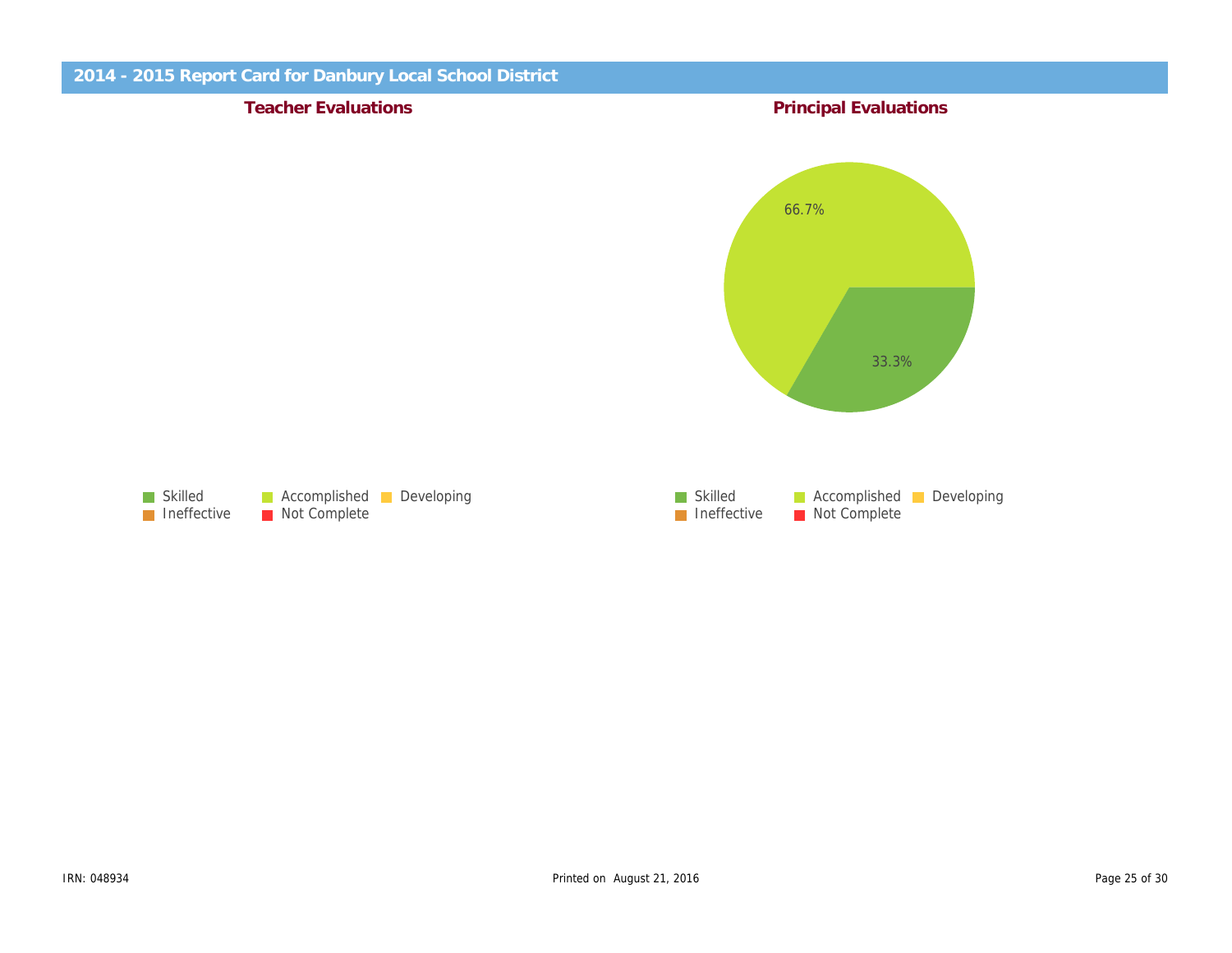## 2014 - 2015 Report Card for Danbury Local School District

### Teacher Evaluations

Skilled | Accomplished | Developing | Ineffective | Not Complete

### Principal Evaluations

66.7%

33.3%

Skilled | Accomplished | Developing | Ineffective | Not Complete

IRN: 048934

Printed on August 21, 2016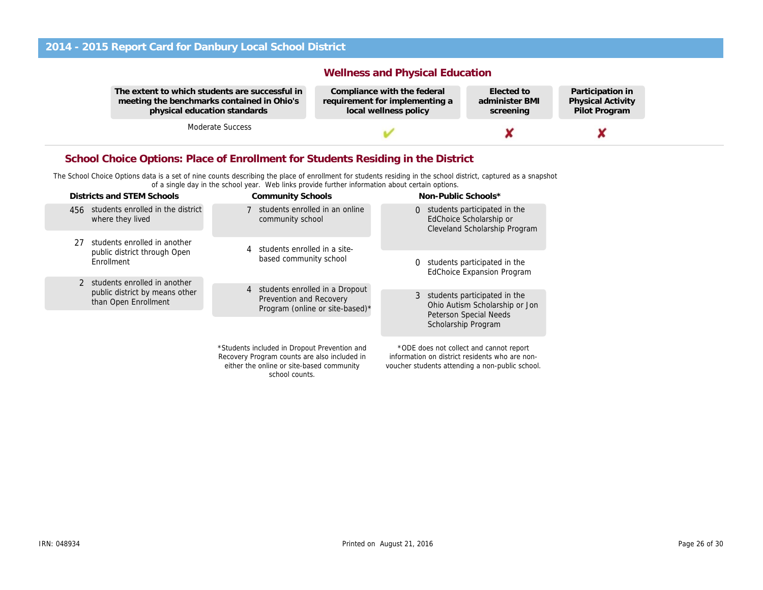## 2014 - 2015 Report Card for Danbury Local School District

### Wellness and Physical Education

| The extent to which students are successful in meeting the benchmarks contained in Ohio's physical education standards | Compliance with the federal requirement for implementing a local wellness policy | Elected to administer BMI screening | Participation in Physical Activity Pilot Program |
|---|---|---|---|
| Moderate Success | ✔ | ✘ | ✘ |

### School Choice Options: Place of Enrollment for Students Residing in the District

The School Choice Options data is a set of nine counts describing the place of enrollment for students residing in the school district, captured as a snapshot of a single day in the school year. Web links provide further information about certain options.

**Districts and STEM Schools**

- 456 students enrolled in the district where they lived
- 27 students enrolled in another public district through Open Enrollment
- 2 students enrolled in another public district by means other than Open Enrollment

**Community Schools**

- 7 students enrolled in an online community school
- 4 students enrolled in a site-based community school
- 4 students enrolled in a Dropout Prevention and Recovery Program (online or site-based)*

*Students included in Dropout Prevention and Recovery Program counts are also included in either the online or site-based community school counts.

**Non-Public Schools***

- 0 students participated in the EdChoice Scholarship or Cleveland Scholarship Program
- 0 students participated in the EdChoice Expansion Program
- 3 students participated in the Ohio Autism Scholarship or Jon Peterson Special Needs Scholarship Program

*ODE does not collect and cannot report information on district residents who are non-voucher students attending a non-public school.

IRN: 048934

Printed on August 21, 2016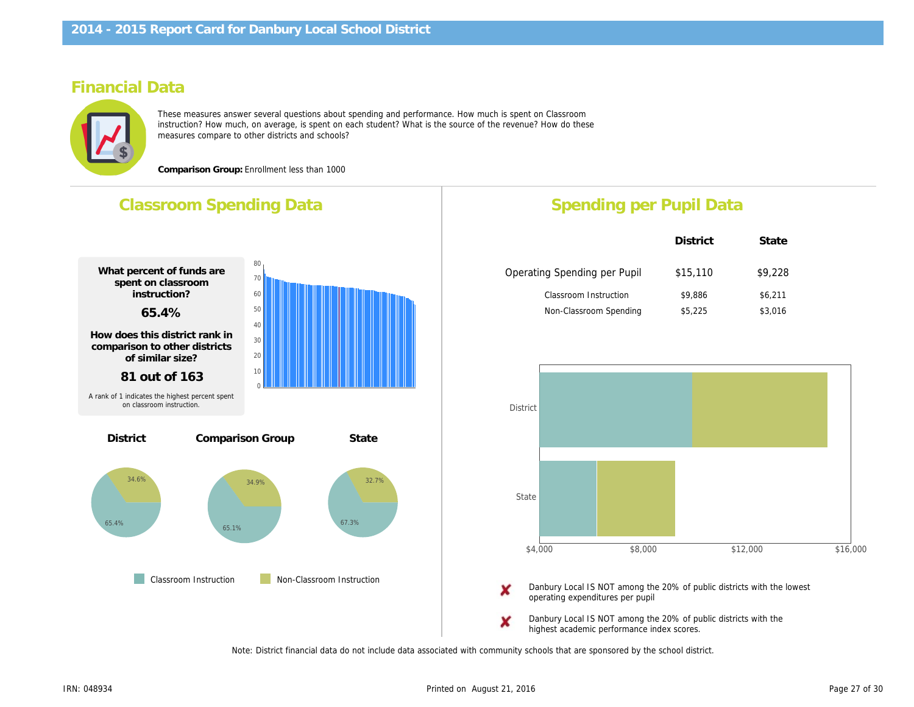# 2014 - 2015 Report Card for Danbury Local School District

## Financial Data

These measures answer several questions about spending and performance. How much is spent on Classroom instruction? How much, on average, is spent on each student? What is the source of the revenue? How do these measures compare to other districts and schools?

**Comparison Group:** Enrollment less than 1000

### Classroom Spending Data

**What percent of funds are spent on classroom instruction?**

**65.4%**

**How does this district rank in comparison to other districts of similar size?**

**81 out of 163**

A rank of 1 indicates the highest percent spent on classroom instruction.

| | Classroom Instruction | Non-Classroom Instruction |
|---|---|---|
| District | 65.4% | 34.6% |
| Comparison Group | 65.1% | 34.9% |
| State | 67.3% | 32.7% |

### Spending per Pupil Data

| | District | State |
|---|---|---|
| Operating Spending per Pupil | $15,110 | $9,228 |
| Classroom Instruction | $9,886 | $6,211 |
| Non-Classroom Spending | $5,225 | $3,016 |

✘ Danbury Local IS NOT among the 20% of public districts with the lowest operating expenditures per pupil

✘ Danbury Local IS NOT among the 20% of public districts with the highest academic performance index scores.

Note: District financial data do not include data associated with community schools that are sponsored by the school district.

IRN: 048934

Printed on August 21, 2016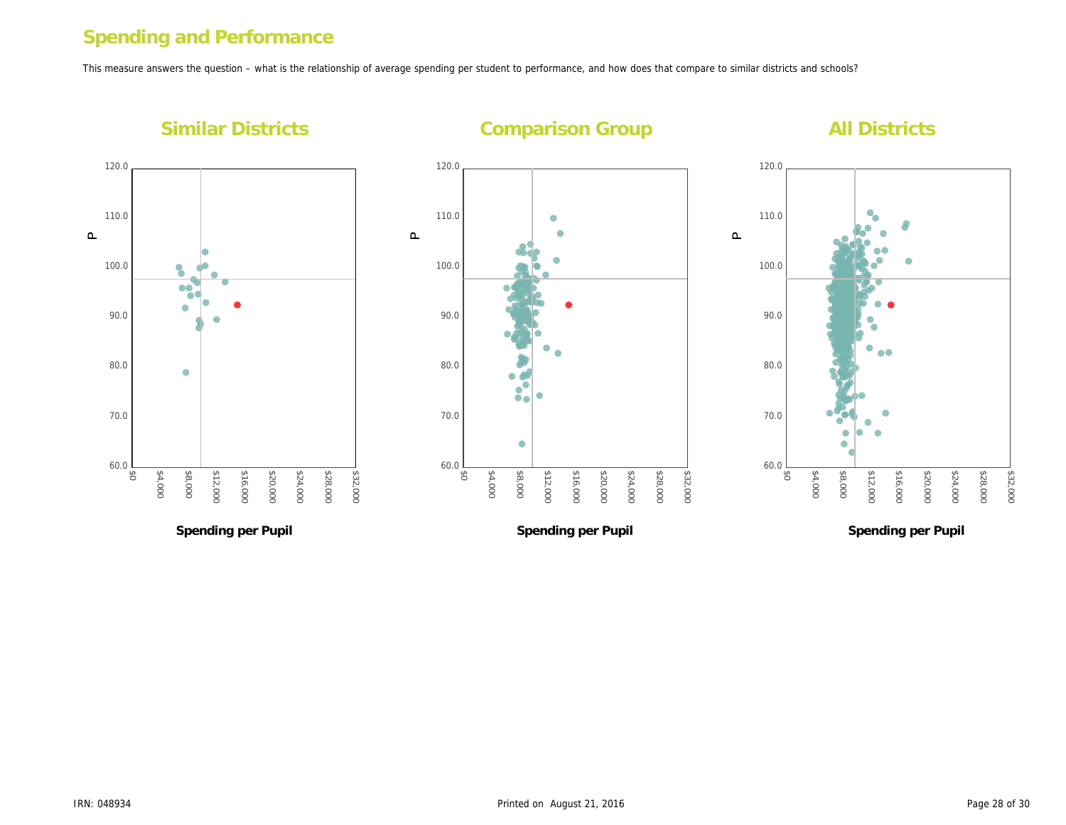## Spending and Performance

This measure answers the question – what is the relationship of average spending per student to performance, and how does that compare to similar districts and schools?

### Similar Districts

P

120.0
110.0
100.0
90.0
80.0
70.0
60.0

$0 $4,000 $8,000 $12,000 $16,000 $20,000 $24,000 $28,000 $32,000

**Spending per Pupil**

### Comparison Group

P

120.0
110.0
100.0
90.0
80.0
70.0
60.0

$0 $4,000 $8,000 $12,000 $16,000 $20,000 $24,000 $28,000 $32,000

**Spending per Pupil**

### All Districts

P

120.0
110.0
100.0
90.0
80.0
70.0
60.0

$0 $4,000 $8,000 $12,000 $16,000 $20,000 $24,000 $28,000 $32,000

**Spending per Pupil**

IRN: 048934

Printed on August 21, 2016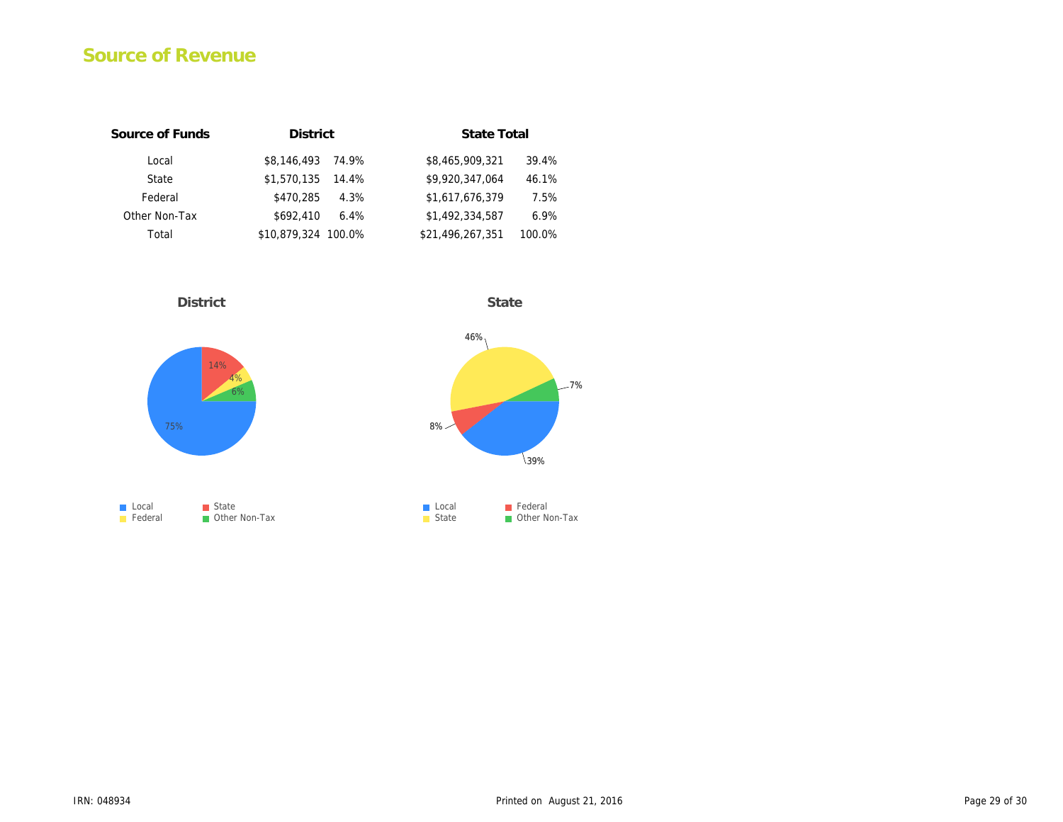# Source of Revenue

| Source of Funds | District | | State Total | |
|---|---|---|---|---|
| Local | $8,146,493 | 74.9% | $8,465,909,321 | 39.4% |
| State | $1,570,135 | 14.4% | $9,920,347,064 | 46.1% |
| Federal | $470,285 | 4.3% | $1,617,676,379 | 7.5% |
| Other Non-Tax | $692,410 | 6.4% | $1,492,334,587 | 6.9% |
| Total | $10,879,324 | 100.0% | $21,496,267,351 | 100.0% |

**District**

75% Local, 14% State, 4% Federal, 6% Other Non-Tax

Local | State | Federal | Other Non-Tax

**State**

39% Local, 8% Federal, 46% State, 7% Other Non-Tax

Local | Federal | State | Other Non-Tax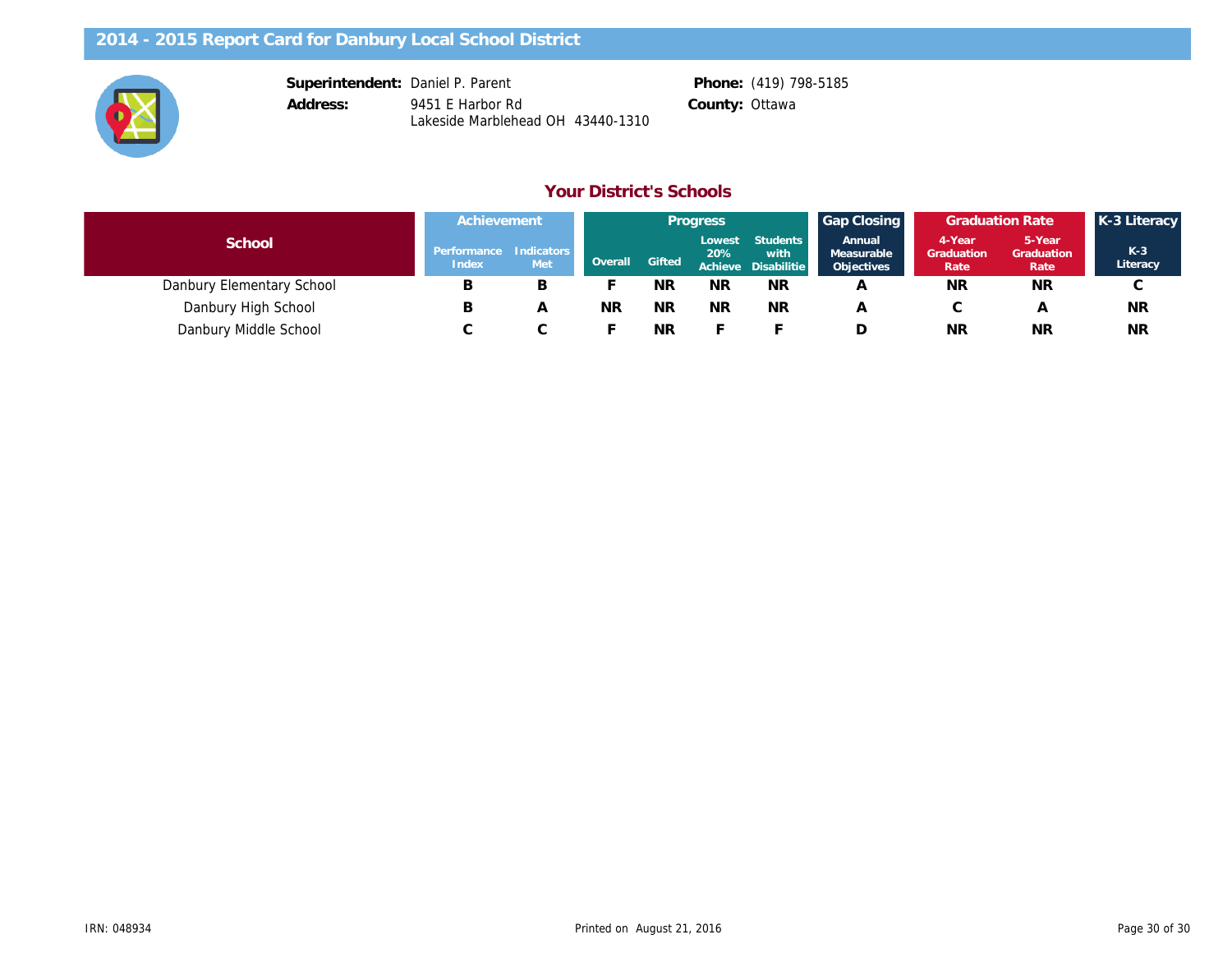# 2014 - 2015 Report Card for Danbury Local School District

**Superintendent:** Daniel P. Parent
**Address:** 9451 E Harbor Rd
Lakeside Marblehead OH 43440-1310

**Phone:** (419) 798-5185
**County:** Ottawa

## Your District's Schools

| School | Achievement | | Progress | | | | Gap Closing | Graduation Rate | | K-3 Literacy |
|---|---|---|---|---|---|---|---|---|---|---|
| | Performance Index | Indicators Met | Overall | Gifted | Lowest 20% Achieve | Students with Disabilitie | Annual Measurable Objectives | 4-Year Graduation Rate | 5-Year Graduation Rate | K-3 Literacy |
| Danbury Elementary School | B | B | F | NR | NR | NR | A | NR | NR | C |
| Danbury High School | B | A | NR | NR | NR | NR | A | C | A | NR |
| Danbury Middle School | C | C | F | NR | F | F | D | NR | NR | NR |

IRN: 048934

Printed on August 21, 2016